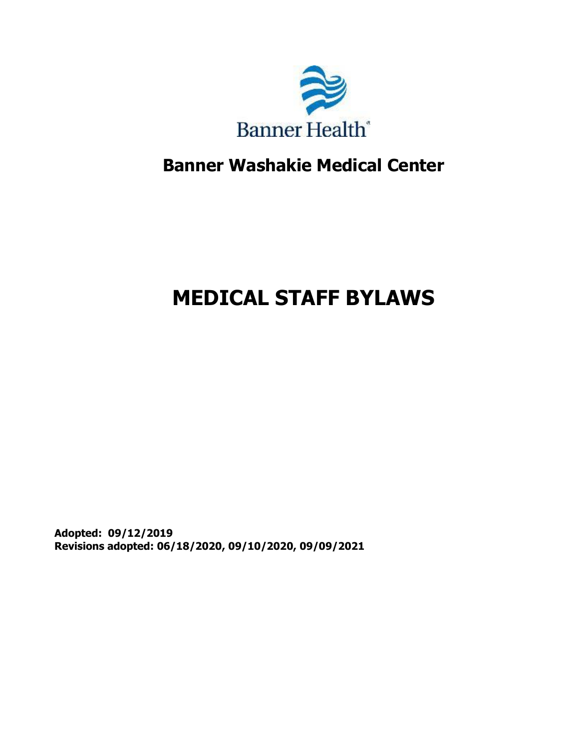Banner Health

# Banner Washakie Medical Center

# MEDICAL STAFF BYLAWS

**Adopted: 09/12/2019**
**Revisions adopted: 06/18/2020, 09/10/2020, 09/09/2021**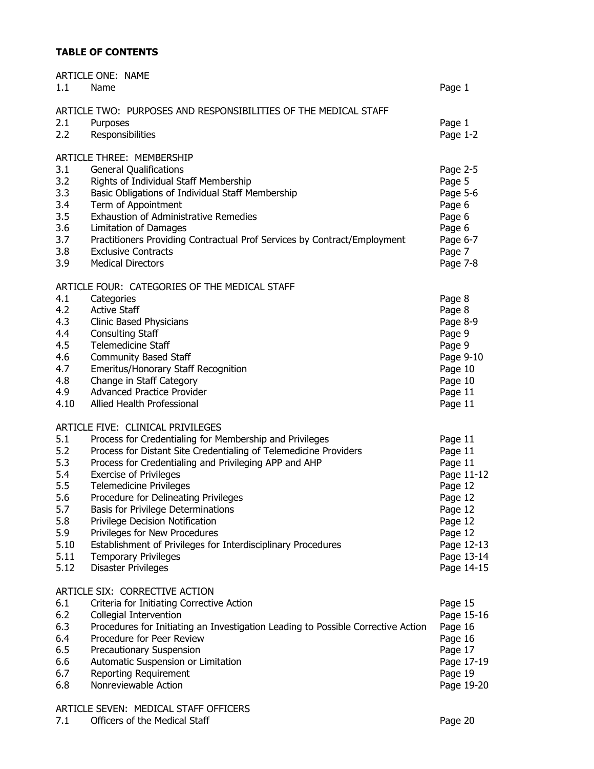**TABLE OF CONTENTS**

ARTICLE ONE: NAME

| | | |
|---|---|---|
| 1.1 | Name | Page 1 |

ARTICLE TWO: PURPOSES AND RESPONSIBILITIES OF THE MEDICAL STAFF

| | | |
|---|---|---|
| 2.1 | Purposes | Page 1 |
| 2.2 | Responsibilities | Page 1-2 |

ARTICLE THREE: MEMBERSHIP

| | | |
|---|---|---|
| 3.1 | General Qualifications | Page 2-5 |
| 3.2 | Rights of Individual Staff Membership | Page 5 |
| 3.3 | Basic Obligations of Individual Staff Membership | Page 5-6 |
| 3.4 | Term of Appointment | Page 6 |
| 3.5 | Exhaustion of Administrative Remedies | Page 6 |
| 3.6 | Limitation of Damages | Page 6 |
| 3.7 | Practitioners Providing Contractual Prof Services by Contract/Employment | Page 6-7 |
| 3.8 | Exclusive Contracts | Page 7 |
| 3.9 | Medical Directors | Page 7-8 |

ARTICLE FOUR: CATEGORIES OF THE MEDICAL STAFF

| | | |
|---|---|---|
| 4.1 | Categories | Page 8 |
| 4.2 | Active Staff | Page 8 |
| 4.3 | Clinic Based Physicians | Page 8-9 |
| 4.4 | Consulting Staff | Page 9 |
| 4.5 | Telemedicine Staff | Page 9 |
| 4.6 | Community Based Staff | Page 9-10 |
| 4.7 | Emeritus/Honorary Staff Recognition | Page 10 |
| 4.8 | Change in Staff Category | Page 10 |
| 4.9 | Advanced Practice Provider | Page 11 |
| 4.10 | Allied Health Professional | Page 11 |

ARTICLE FIVE: CLINICAL PRIVILEGES

| | | |
|---|---|---|
| 5.1 | Process for Credentialing for Membership and Privileges | Page 11 |
| 5.2 | Process for Distant Site Credentialing of Telemedicine Providers | Page 11 |
| 5.3 | Process for Credentialing and Privileging APP and AHP | Page 11 |
| 5.4 | Exercise of Privileges | Page 11-12 |
| 5.5 | Telemedicine Privileges | Page 12 |
| 5.6 | Procedure for Delineating Privileges | Page 12 |
| 5.7 | Basis for Privilege Determinations | Page 12 |
| 5.8 | Privilege Decision Notification | Page 12 |
| 5.9 | Privileges for New Procedures | Page 12 |
| 5.10 | Establishment of Privileges for Interdisciplinary Procedures | Page 12-13 |
| 5.11 | Temporary Privileges | Page 13-14 |
| 5.12 | Disaster Privileges | Page 14-15 |

ARTICLE SIX: CORRECTIVE ACTION

| | | |
|---|---|---|
| 6.1 | Criteria for Initiating Corrective Action | Page 15 |
| 6.2 | Collegial Intervention | Page 15-16 |
| 6.3 | Procedures for Initiating an Investigation Leading to Possible Corrective Action | Page 16 |
| 6.4 | Procedure for Peer Review | Page 16 |
| 6.5 | Precautionary Suspension | Page 17 |
| 6.6 | Automatic Suspension or Limitation | Page 17-19 |
| 6.7 | Reporting Requirement | Page 19 |
| 6.8 | Nonreviewable Action | Page 19-20 |

ARTICLE SEVEN: MEDICAL STAFF OFFICERS

| | | |
|---|---|---|
| 7.1 | Officers of the Medical Staff | Page 20 |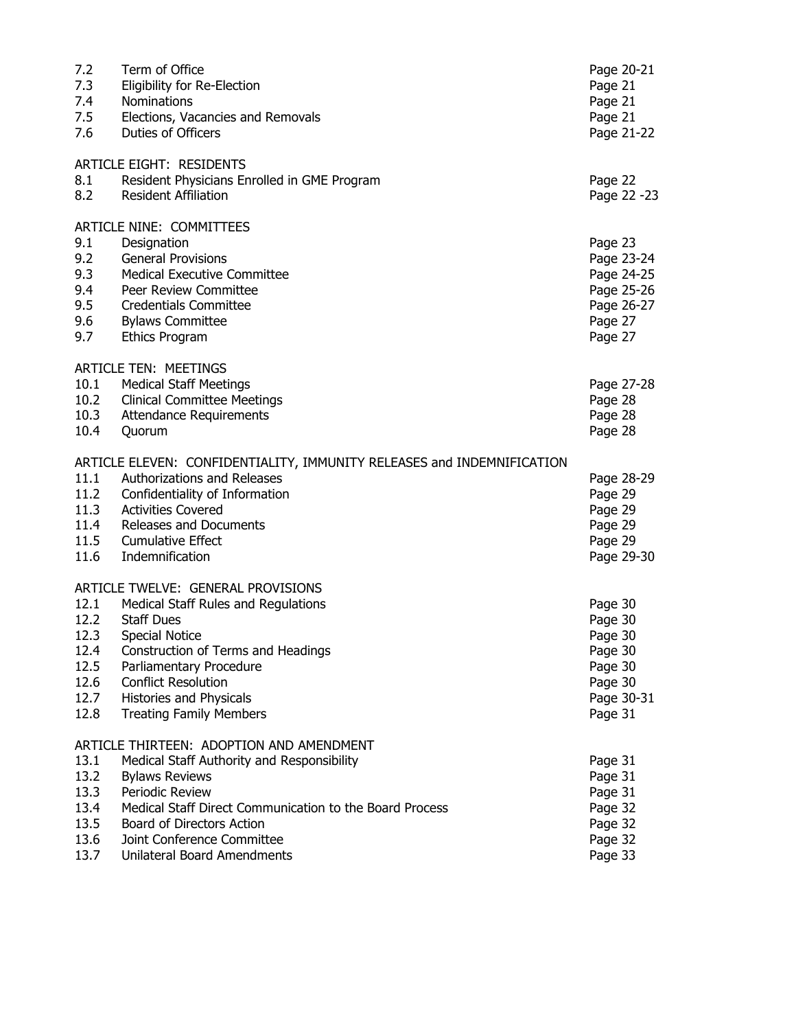| | | |
|---|---|---|
| 7.2 | Term of Office | Page 20-21 |
| 7.3 | Eligibility for Re-Election | Page 21 |
| 7.4 | Nominations | Page 21 |
| 7.5 | Elections, Vacancies and Removals | Page 21 |
| 7.6 | Duties of Officers | Page 21-22 |

ARTICLE EIGHT: RESIDENTS

| | | |
|---|---|---|
| 8.1 | Resident Physicians Enrolled in GME Program | Page 22 |
| 8.2 | Resident Affiliation | Page 22 -23 |

ARTICLE NINE: COMMITTEES

| | | |
|---|---|---|
| 9.1 | Designation | Page 23 |
| 9.2 | General Provisions | Page 23-24 |
| 9.3 | Medical Executive Committee | Page 24-25 |
| 9.4 | Peer Review Committee | Page 25-26 |
| 9.5 | Credentials Committee | Page 26-27 |
| 9.6 | Bylaws Committee | Page 27 |
| 9.7 | Ethics Program | Page 27 |

ARTICLE TEN: MEETINGS

| | | |
|---|---|---|
| 10.1 | Medical Staff Meetings | Page 27-28 |
| 10.2 | Clinical Committee Meetings | Page 28 |
| 10.3 | Attendance Requirements | Page 28 |
| 10.4 | Quorum | Page 28 |

ARTICLE ELEVEN: CONFIDENTIALITY, IMMUNITY RELEASES and INDEMNIFICATION

| | | |
|---|---|---|
| 11.1 | Authorizations and Releases | Page 28-29 |
| 11.2 | Confidentiality of Information | Page 29 |
| 11.3 | Activities Covered | Page 29 |
| 11.4 | Releases and Documents | Page 29 |
| 11.5 | Cumulative Effect | Page 29 |
| 11.6 | Indemnification | Page 29-30 |

ARTICLE TWELVE: GENERAL PROVISIONS

| | | |
|---|---|---|
| 12.1 | Medical Staff Rules and Regulations | Page 30 |
| 12.2 | Staff Dues | Page 30 |
| 12.3 | Special Notice | Page 30 |
| 12.4 | Construction of Terms and Headings | Page 30 |
| 12.5 | Parliamentary Procedure | Page 30 |
| 12.6 | Conflict Resolution | Page 30 |
| 12.7 | Histories and Physicals | Page 30-31 |
| 12.8 | Treating Family Members | Page 31 |

ARTICLE THIRTEEN: ADOPTION AND AMENDMENT

| | | |
|---|---|---|
| 13.1 | Medical Staff Authority and Responsibility | Page 31 |
| 13.2 | Bylaws Reviews | Page 31 |
| 13.3 | Periodic Review | Page 31 |
| 13.4 | Medical Staff Direct Communication to the Board Process | Page 32 |
| 13.5 | Board of Directors Action | Page 32 |
| 13.6 | Joint Conference Committee | Page 32 |
| 13.7 | Unilateral Board Amendments | Page 33 |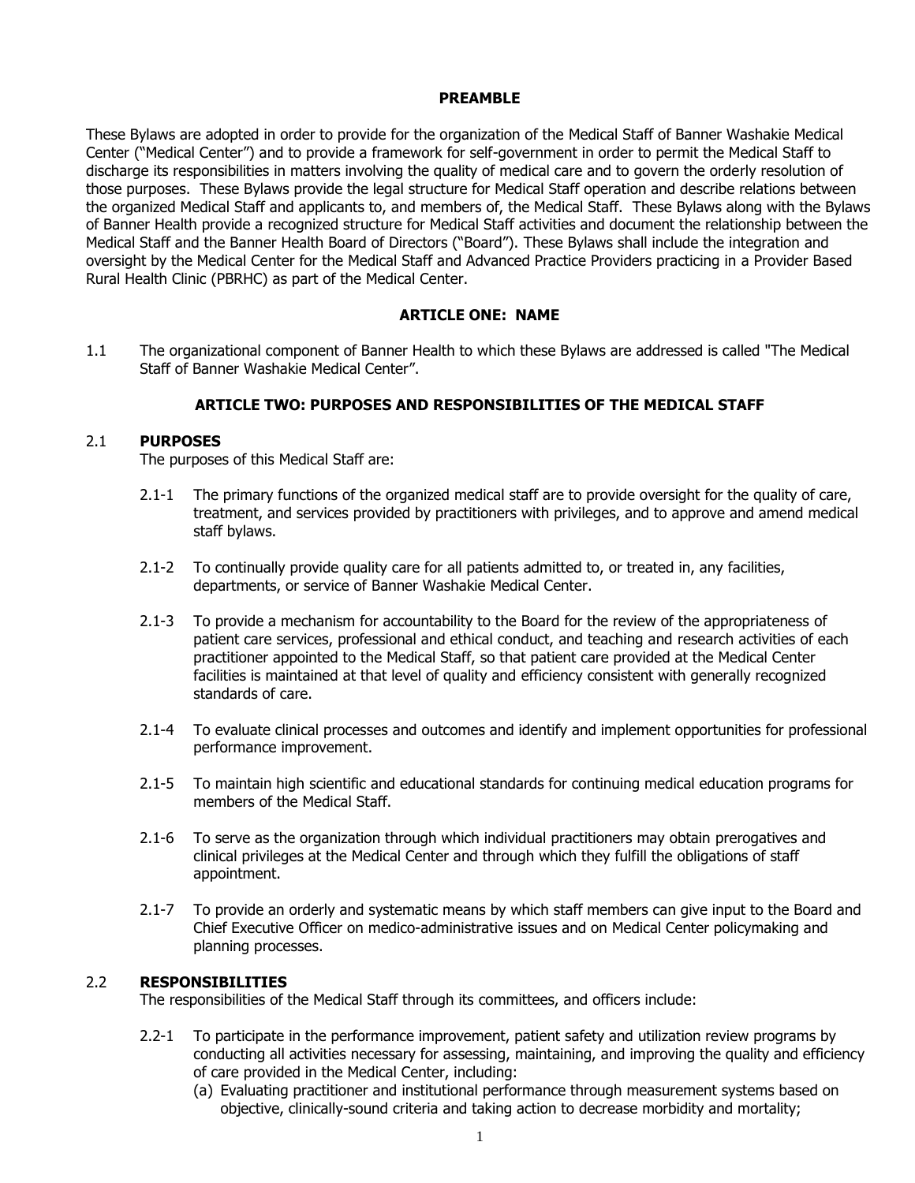## PREAMBLE

These Bylaws are adopted in order to provide for the organization of the Medical Staff of Banner Washakie Medical Center ("Medical Center") and to provide a framework for self-government in order to permit the Medical Staff to discharge its responsibilities in matters involving the quality of medical care and to govern the orderly resolution of those purposes. These Bylaws provide the legal structure for Medical Staff operation and describe relations between the organized Medical Staff and applicants to, and members of, the Medical Staff. These Bylaws along with the Bylaws of Banner Health provide a recognized structure for Medical Staff activities and document the relationship between the Medical Staff and the Banner Health Board of Directors ("Board"). These Bylaws shall include the integration and oversight by the Medical Center for the Medical Staff and Advanced Practice Providers practicing in a Provider Based Rural Health Clinic (PBRHC) as part of the Medical Center.

## ARTICLE ONE: NAME

1.1 The organizational component of Banner Health to which these Bylaws are addressed is called "The Medical Staff of Banner Washakie Medical Center".

## ARTICLE TWO: PURPOSES AND RESPONSIBILITIES OF THE MEDICAL STAFF

### 2.1 PURPOSES

The purposes of this Medical Staff are:

2.1-1 The primary functions of the organized medical staff are to provide oversight for the quality of care, treatment, and services provided by practitioners with privileges, and to approve and amend medical staff bylaws.

2.1-2 To continually provide quality care for all patients admitted to, or treated in, any facilities, departments, or service of Banner Washakie Medical Center.

2.1-3 To provide a mechanism for accountability to the Board for the review of the appropriateness of patient care services, professional and ethical conduct, and teaching and research activities of each practitioner appointed to the Medical Staff, so that patient care provided at the Medical Center facilities is maintained at that level of quality and efficiency consistent with generally recognized standards of care.

2.1-4 To evaluate clinical processes and outcomes and identify and implement opportunities for professional performance improvement.

2.1-5 To maintain high scientific and educational standards for continuing medical education programs for members of the Medical Staff.

2.1-6 To serve as the organization through which individual practitioners may obtain prerogatives and clinical privileges at the Medical Center and through which they fulfill the obligations of staff appointment.

2.1-7 To provide an orderly and systematic means by which staff members can give input to the Board and Chief Executive Officer on medico-administrative issues and on Medical Center policymaking and planning processes.

### 2.2 RESPONSIBILITIES

The responsibilities of the Medical Staff through its committees, and officers include:

2.2-1 To participate in the performance improvement, patient safety and utilization review programs by conducting all activities necessary for assessing, maintaining, and improving the quality and efficiency of care provided in the Medical Center, including:

(a) Evaluating practitioner and institutional performance through measurement systems based on objective, clinically-sound criteria and taking action to decrease morbidity and mortality;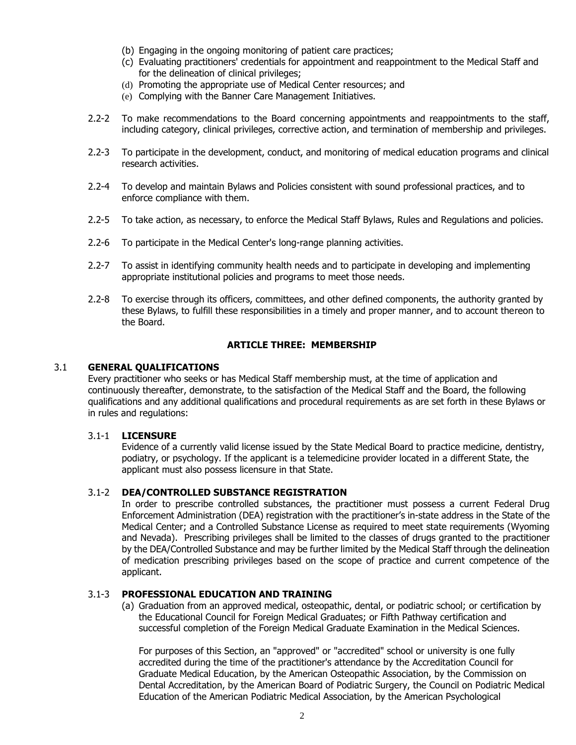(b) Engaging in the ongoing monitoring of patient care practices;
(c) Evaluating practitioners' credentials for appointment and reappointment to the Medical Staff and for the delineation of clinical privileges;
(d) Promoting the appropriate use of Medical Center resources; and
(e) Complying with the Banner Care Management Initiatives.

2.2-2 To make recommendations to the Board concerning appointments and reappointments to the staff, including category, clinical privileges, corrective action, and termination of membership and privileges.

2.2-3 To participate in the development, conduct, and monitoring of medical education programs and clinical research activities.

2.2-4 To develop and maintain Bylaws and Policies consistent with sound professional practices, and to enforce compliance with them.

2.2-5 To take action, as necessary, to enforce the Medical Staff Bylaws, Rules and Regulations and policies.

2.2-6 To participate in the Medical Center's long-range planning activities.

2.2-7 To assist in identifying community health needs and to participate in developing and implementing appropriate institutional policies and programs to meet those needs.

2.2-8 To exercise through its officers, committees, and other defined components, the authority granted by these Bylaws, to fulfill these responsibilities in a timely and proper manner, and to account thereon to the Board.

## ARTICLE THREE: MEMBERSHIP

### 3.1 GENERAL QUALIFICATIONS

Every practitioner who seeks or has Medical Staff membership must, at the time of application and continuously thereafter, demonstrate, to the satisfaction of the Medical Staff and the Board, the following qualifications and any additional qualifications and procedural requirements as are set forth in these Bylaws or in rules and regulations:

#### 3.1-1 LICENSURE

Evidence of a currently valid license issued by the State Medical Board to practice medicine, dentistry, podiatry, or psychology. If the applicant is a telemedicine provider located in a different State, the applicant must also possess licensure in that State.

#### 3.1-2 DEA/CONTROLLED SUBSTANCE REGISTRATION

In order to prescribe controlled substances, the practitioner must possess a current Federal Drug Enforcement Administration (DEA) registration with the practitioner's in-state address in the State of the Medical Center; and a Controlled Substance License as required to meet state requirements (Wyoming and Nevada). Prescribing privileges shall be limited to the classes of drugs granted to the practitioner by the DEA/Controlled Substance and may be further limited by the Medical Staff through the delineation of medication prescribing privileges based on the scope of practice and current competence of the applicant.

#### 3.1-3 PROFESSIONAL EDUCATION AND TRAINING

(a) Graduation from an approved medical, osteopathic, dental, or podiatric school; or certification by the Educational Council for Foreign Medical Graduates; or Fifth Pathway certification and successful completion of the Foreign Medical Graduate Examination in the Medical Sciences.

For purposes of this Section, an "approved" or "accredited" school or university is one fully accredited during the time of the practitioner's attendance by the Accreditation Council for Graduate Medical Education, by the American Osteopathic Association, by the Commission on Dental Accreditation, by the American Board of Podiatric Surgery, the Council on Podiatric Medical Education of the American Podiatric Medical Association, by the American Psychological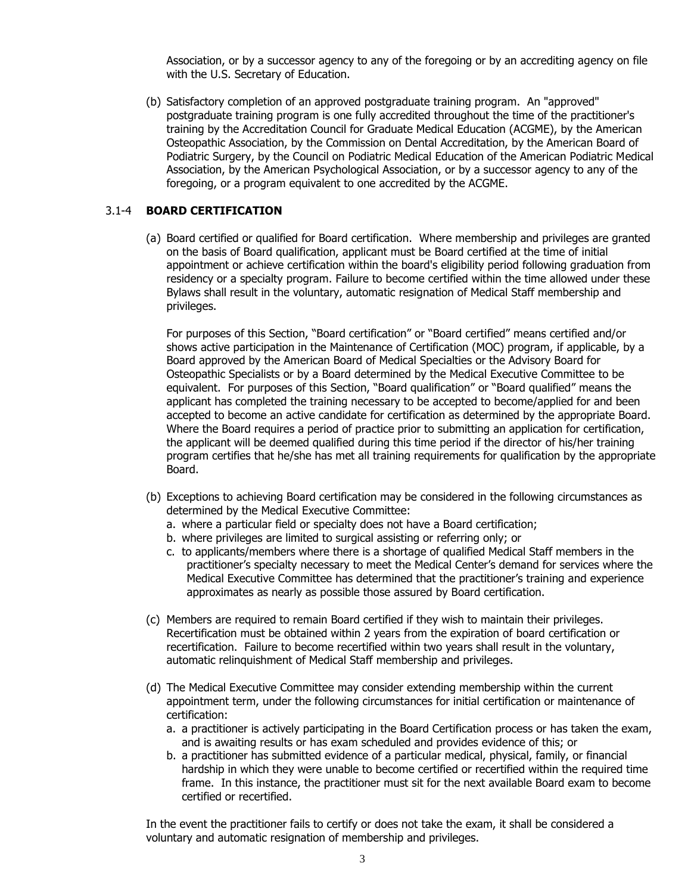Association, or by a successor agency to any of the foregoing or by an accrediting agency on file with the U.S. Secretary of Education.

(b) Satisfactory completion of an approved postgraduate training program. An "approved" postgraduate training program is one fully accredited throughout the time of the practitioner's training by the Accreditation Council for Graduate Medical Education (ACGME), by the American Osteopathic Association, by the Commission on Dental Accreditation, by the American Board of Podiatric Surgery, by the Council on Podiatric Medical Education of the American Podiatric Medical Association, by the American Psychological Association, or by a successor agency to any of the foregoing, or a program equivalent to one accredited by the ACGME.

### 3.1-4 **BOARD CERTIFICATION**

(a) Board certified or qualified for Board certification. Where membership and privileges are granted on the basis of Board qualification, applicant must be Board certified at the time of initial appointment or achieve certification within the board's eligibility period following graduation from residency or a specialty program. Failure to become certified within the time allowed under these Bylaws shall result in the voluntary, automatic resignation of Medical Staff membership and privileges.

For purposes of this Section, "Board certification" or "Board certified" means certified and/or shows active participation in the Maintenance of Certification (MOC) program, if applicable, by a Board approved by the American Board of Medical Specialties or the Advisory Board for Osteopathic Specialists or by a Board determined by the Medical Executive Committee to be equivalent. For purposes of this Section, "Board qualification" or "Board qualified" means the applicant has completed the training necessary to be accepted to become/applied for and been accepted to become an active candidate for certification as determined by the appropriate Board. Where the Board requires a period of practice prior to submitting an application for certification, the applicant will be deemed qualified during this time period if the director of his/her training program certifies that he/she has met all training requirements for qualification by the appropriate Board.

(b) Exceptions to achieving Board certification may be considered in the following circumstances as determined by the Medical Executive Committee:
   a. where a particular field or specialty does not have a Board certification;
   b. where privileges are limited to surgical assisting or referring only; or
   c. to applicants/members where there is a shortage of qualified Medical Staff members in the practitioner's specialty necessary to meet the Medical Center's demand for services where the Medical Executive Committee has determined that the practitioner's training and experience approximates as nearly as possible those assured by Board certification.

(c) Members are required to remain Board certified if they wish to maintain their privileges. Recertification must be obtained within 2 years from the expiration of board certification or recertification. Failure to become recertified within two years shall result in the voluntary, automatic relinquishment of Medical Staff membership and privileges.

(d) The Medical Executive Committee may consider extending membership within the current appointment term, under the following circumstances for initial certification or maintenance of certification:
   a. a practitioner is actively participating in the Board Certification process or has taken the exam, and is awaiting results or has exam scheduled and provides evidence of this; or
   b. a practitioner has submitted evidence of a particular medical, physical, family, or financial hardship in which they were unable to become certified or recertified within the required time frame. In this instance, the practitioner must sit for the next available Board exam to become certified or recertified.

In the event the practitioner fails to certify or does not take the exam, it shall be considered a voluntary and automatic resignation of membership and privileges.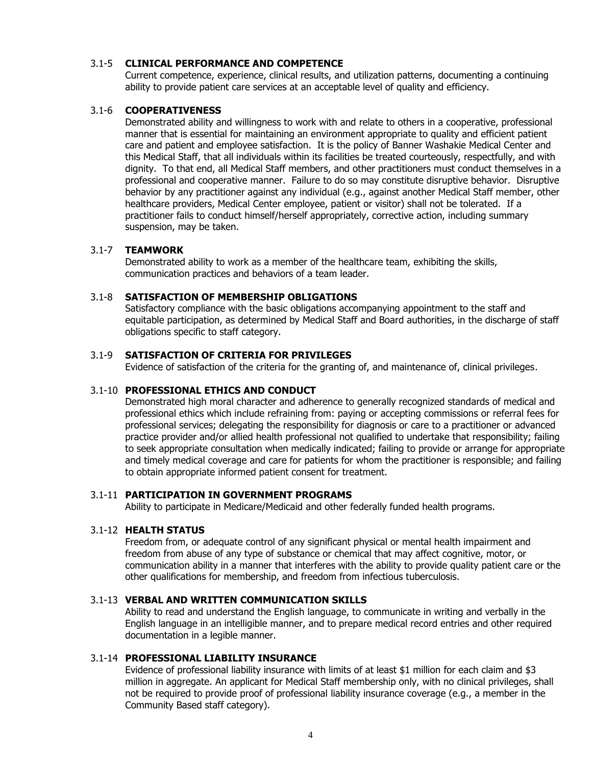### 3.1-5 **CLINICAL PERFORMANCE AND COMPETENCE**

Current competence, experience, clinical results, and utilization patterns, documenting a continuing ability to provide patient care services at an acceptable level of quality and efficiency.

### 3.1-6 **COOPERATIVENESS**

Demonstrated ability and willingness to work with and relate to others in a cooperative, professional manner that is essential for maintaining an environment appropriate to quality and efficient patient care and patient and employee satisfaction. It is the policy of Banner Washakie Medical Center and this Medical Staff, that all individuals within its facilities be treated courteously, respectfully, and with dignity. To that end, all Medical Staff members, and other practitioners must conduct themselves in a professional and cooperative manner. Failure to do so may constitute disruptive behavior. Disruptive behavior by any practitioner against any individual (e.g., against another Medical Staff member, other healthcare providers, Medical Center employee, patient or visitor) shall not be tolerated. If a practitioner fails to conduct himself/herself appropriately, corrective action, including summary suspension, may be taken.

### 3.1-7 **TEAMWORK**

Demonstrated ability to work as a member of the healthcare team, exhibiting the skills, communication practices and behaviors of a team leader.

### 3.1-8 **SATISFACTION OF MEMBERSHIP OBLIGATIONS**

Satisfactory compliance with the basic obligations accompanying appointment to the staff and equitable participation, as determined by Medical Staff and Board authorities, in the discharge of staff obligations specific to staff category.

### 3.1-9 **SATISFACTION OF CRITERIA FOR PRIVILEGES**

Evidence of satisfaction of the criteria for the granting of, and maintenance of, clinical privileges.

### 3.1-10 **PROFESSIONAL ETHICS AND CONDUCT**

Demonstrated high moral character and adherence to generally recognized standards of medical and professional ethics which include refraining from: paying or accepting commissions or referral fees for professional services; delegating the responsibility for diagnosis or care to a practitioner or advanced practice provider and/or allied health professional not qualified to undertake that responsibility; failing to seek appropriate consultation when medically indicated; failing to provide or arrange for appropriate and timely medical coverage and care for patients for whom the practitioner is responsible; and failing to obtain appropriate informed patient consent for treatment.

### 3.1-11 **PARTICIPATION IN GOVERNMENT PROGRAMS**

Ability to participate in Medicare/Medicaid and other federally funded health programs.

### 3.1-12 **HEALTH STATUS**

Freedom from, or adequate control of any significant physical or mental health impairment and freedom from abuse of any type of substance or chemical that may affect cognitive, motor, or communication ability in a manner that interferes with the ability to provide quality patient care or the other qualifications for membership, and freedom from infectious tuberculosis.

### 3.1-13 **VERBAL AND WRITTEN COMMUNICATION SKILLS**

Ability to read and understand the English language, to communicate in writing and verbally in the English language in an intelligible manner, and to prepare medical record entries and other required documentation in a legible manner.

### 3.1-14 **PROFESSIONAL LIABILITY INSURANCE**

Evidence of professional liability insurance with limits of at least $1 million for each claim and $3 million in aggregate. An applicant for Medical Staff membership only, with no clinical privileges, shall not be required to provide proof of professional liability insurance coverage (e.g., a member in the Community Based staff category).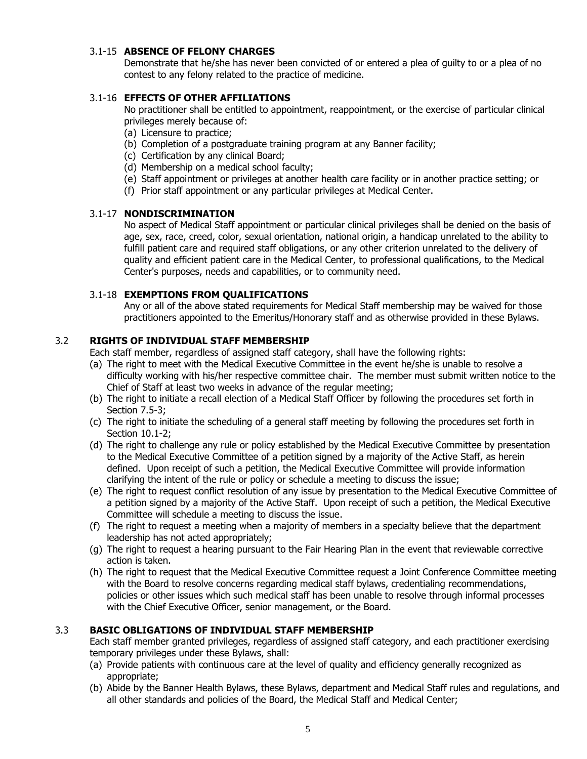#### 3.1-15 **ABSENCE OF FELONY CHARGES**

Demonstrate that he/she has never been convicted of or entered a plea of guilty to or a plea of no contest to any felony related to the practice of medicine.

#### 3.1-16 **EFFECTS OF OTHER AFFILIATIONS**

No practitioner shall be entitled to appointment, reappointment, or the exercise of particular clinical privileges merely because of:

(a) Licensure to practice;
(b) Completion of a postgraduate training program at any Banner facility;
(c) Certification by any clinical Board;
(d) Membership on a medical school faculty;
(e) Staff appointment or privileges at another health care facility or in another practice setting; or
(f) Prior staff appointment or any particular privileges at Medical Center.

#### 3.1-17 **NONDISCRIMINATION**

No aspect of Medical Staff appointment or particular clinical privileges shall be denied on the basis of age, sex, race, creed, color, sexual orientation, national origin, a handicap unrelated to the ability to fulfill patient care and required staff obligations, or any other criterion unrelated to the delivery of quality and efficient patient care in the Medical Center, to professional qualifications, to the Medical Center's purposes, needs and capabilities, or to community need.

#### 3.1-18 **EXEMPTIONS FROM QUALIFICATIONS**

Any or all of the above stated requirements for Medical Staff membership may be waived for those practitioners appointed to the Emeritus/Honorary staff and as otherwise provided in these Bylaws.

### 3.2 **RIGHTS OF INDIVIDUAL STAFF MEMBERSHIP**

Each staff member, regardless of assigned staff category, shall have the following rights:

(a) The right to meet with the Medical Executive Committee in the event he/she is unable to resolve a difficulty working with his/her respective committee chair. The member must submit written notice to the Chief of Staff at least two weeks in advance of the regular meeting;
(b) The right to initiate a recall election of a Medical Staff Officer by following the procedures set forth in Section 7.5-3;
(c) The right to initiate the scheduling of a general staff meeting by following the procedures set forth in Section 10.1-2;
(d) The right to challenge any rule or policy established by the Medical Executive Committee by presentation to the Medical Executive Committee of a petition signed by a majority of the Active Staff, as herein defined. Upon receipt of such a petition, the Medical Executive Committee will provide information clarifying the intent of the rule or policy or schedule a meeting to discuss the issue;
(e) The right to request conflict resolution of any issue by presentation to the Medical Executive Committee of a petition signed by a majority of the Active Staff. Upon receipt of such a petition, the Medical Executive Committee will schedule a meeting to discuss the issue.
(f) The right to request a meeting when a majority of members in a specialty believe that the department leadership has not acted appropriately;
(g) The right to request a hearing pursuant to the Fair Hearing Plan in the event that reviewable corrective action is taken.
(h) The right to request that the Medical Executive Committee request a Joint Conference Committee meeting with the Board to resolve concerns regarding medical staff bylaws, credentialing recommendations, policies or other issues which such medical staff has been unable to resolve through informal processes with the Chief Executive Officer, senior management, or the Board.

### 3.3 **BASIC OBLIGATIONS OF INDIVIDUAL STAFF MEMBERSHIP**

Each staff member granted privileges, regardless of assigned staff category, and each practitioner exercising temporary privileges under these Bylaws, shall:

(a) Provide patients with continuous care at the level of quality and efficiency generally recognized as appropriate;
(b) Abide by the Banner Health Bylaws, these Bylaws, department and Medical Staff rules and regulations, and all other standards and policies of the Board, the Medical Staff and Medical Center;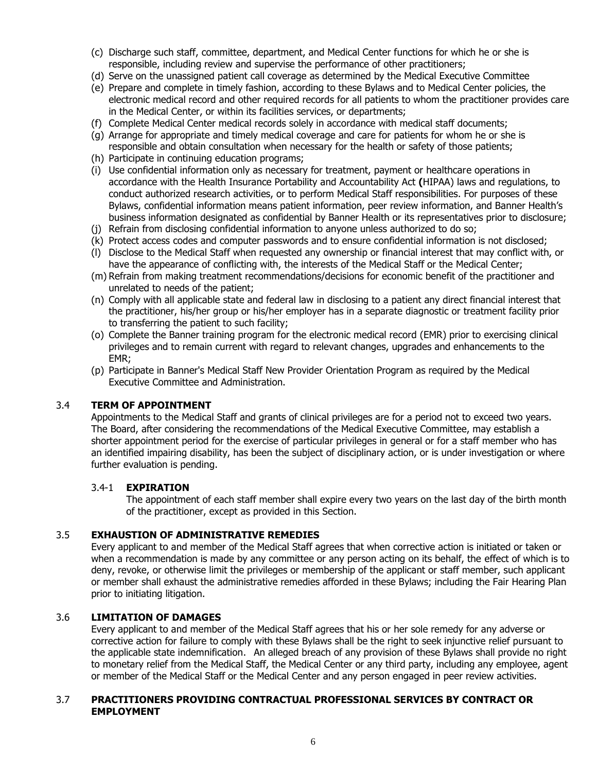(c) Discharge such staff, committee, department, and Medical Center functions for which he or she is responsible, including review and supervise the performance of other practitioners;
(d) Serve on the unassigned patient call coverage as determined by the Medical Executive Committee
(e) Prepare and complete in timely fashion, according to these Bylaws and to Medical Center policies, the electronic medical record and other required records for all patients to whom the practitioner provides care in the Medical Center, or within its facilities services, or departments;
(f) Complete Medical Center medical records solely in accordance with medical staff documents;
(g) Arrange for appropriate and timely medical coverage and care for patients for whom he or she is responsible and obtain consultation when necessary for the health or safety of those patients;
(h) Participate in continuing education programs;
(i) Use confidential information only as necessary for treatment, payment or healthcare operations in accordance with the Health Insurance Portability and Accountability Act **(**HIPAA) laws and regulations, to conduct authorized research activities, or to perform Medical Staff responsibilities. For purposes of these Bylaws, confidential information means patient information, peer review information, and Banner Health's business information designated as confidential by Banner Health or its representatives prior to disclosure;
(j) Refrain from disclosing confidential information to anyone unless authorized to do so;
(k) Protect access codes and computer passwords and to ensure confidential information is not disclosed;
(l) Disclose to the Medical Staff when requested any ownership or financial interest that may conflict with, or have the appearance of conflicting with, the interests of the Medical Staff or the Medical Center;
(m) Refrain from making treatment recommendations/decisions for economic benefit of the practitioner and unrelated to needs of the patient;
(n) Comply with all applicable state and federal law in disclosing to a patient any direct financial interest that the practitioner, his/her group or his/her employer has in a separate diagnostic or treatment facility prior to transferring the patient to such facility;
(o) Complete the Banner training program for the electronic medical record (EMR) prior to exercising clinical privileges and to remain current with regard to relevant changes, upgrades and enhancements to the EMR;
(p) Participate in Banner's Medical Staff New Provider Orientation Program as required by the Medical Executive Committee and Administration.

## 3.4 TERM OF APPOINTMENT

Appointments to the Medical Staff and grants of clinical privileges are for a period not to exceed two years. The Board, after considering the recommendations of the Medical Executive Committee, may establish a shorter appointment period for the exercise of particular privileges in general or for a staff member who has an identified impairing disability, has been the subject of disciplinary action, or is under investigation or where further evaluation is pending.

### 3.4-1 EXPIRATION

The appointment of each staff member shall expire every two years on the last day of the birth month of the practitioner, except as provided in this Section.

## 3.5 EXHAUSTION OF ADMINISTRATIVE REMEDIES

Every applicant to and member of the Medical Staff agrees that when corrective action is initiated or taken or when a recommendation is made by any committee or any person acting on its behalf, the effect of which is to deny, revoke, or otherwise limit the privileges or membership of the applicant or staff member, such applicant or member shall exhaust the administrative remedies afforded in these Bylaws; including the Fair Hearing Plan prior to initiating litigation.

## 3.6 LIMITATION OF DAMAGES

Every applicant to and member of the Medical Staff agrees that his or her sole remedy for any adverse or corrective action for failure to comply with these Bylaws shall be the right to seek injunctive relief pursuant to the applicable state indemnification. An alleged breach of any provision of these Bylaws shall provide no right to monetary relief from the Medical Staff, the Medical Center or any third party, including any employee, agent or member of the Medical Staff or the Medical Center and any person engaged in peer review activities.

## 3.7 PRACTITIONERS PROVIDING CONTRACTUAL PROFESSIONAL SERVICES BY CONTRACT OR EMPLOYMENT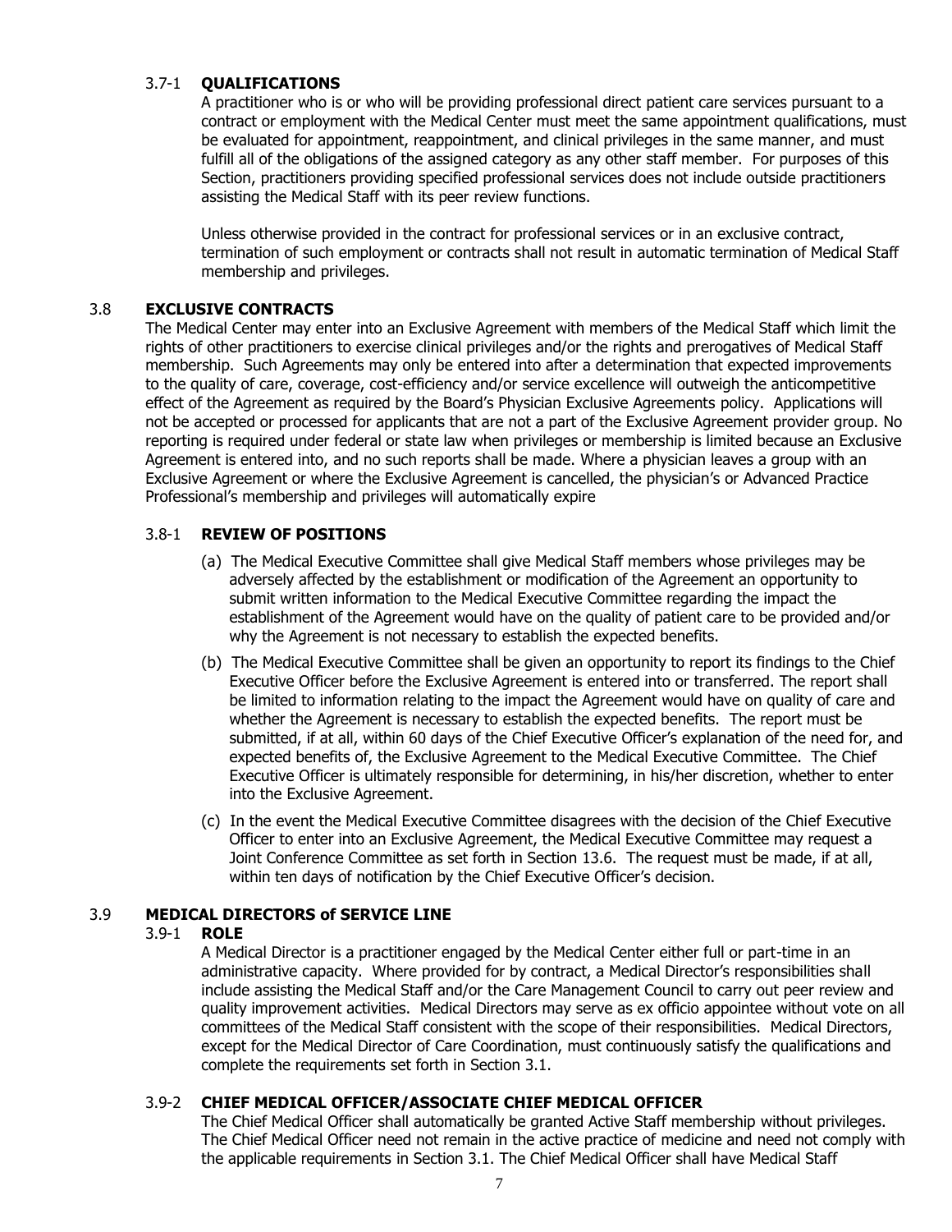#### 3.7-1 **QUALIFICATIONS**

A practitioner who is or who will be providing professional direct patient care services pursuant to a contract or employment with the Medical Center must meet the same appointment qualifications, must be evaluated for appointment, reappointment, and clinical privileges in the same manner, and must fulfill all of the obligations of the assigned category as any other staff member. For purposes of this Section, practitioners providing specified professional services does not include outside practitioners assisting the Medical Staff with its peer review functions.

Unless otherwise provided in the contract for professional services or in an exclusive contract, termination of such employment or contracts shall not result in automatic termination of Medical Staff membership and privileges.

### 3.8 **EXCLUSIVE CONTRACTS**

The Medical Center may enter into an Exclusive Agreement with members of the Medical Staff which limit the rights of other practitioners to exercise clinical privileges and/or the rights and prerogatives of Medical Staff membership. Such Agreements may only be entered into after a determination that expected improvements to the quality of care, coverage, cost-efficiency and/or service excellence will outweigh the anticompetitive effect of the Agreement as required by the Board's Physician Exclusive Agreements policy. Applications will not be accepted or processed for applicants that are not a part of the Exclusive Agreement provider group. No reporting is required under federal or state law when privileges or membership is limited because an Exclusive Agreement is entered into, and no such reports shall be made. Where a physician leaves a group with an Exclusive Agreement or where the Exclusive Agreement is cancelled, the physician's or Advanced Practice Professional's membership and privileges will automatically expire

#### 3.8-1 **REVIEW OF POSITIONS**

(a) The Medical Executive Committee shall give Medical Staff members whose privileges may be adversely affected by the establishment or modification of the Agreement an opportunity to submit written information to the Medical Executive Committee regarding the impact the establishment of the Agreement would have on the quality of patient care to be provided and/or why the Agreement is not necessary to establish the expected benefits.

(b) The Medical Executive Committee shall be given an opportunity to report its findings to the Chief Executive Officer before the Exclusive Agreement is entered into or transferred. The report shall be limited to information relating to the impact the Agreement would have on quality of care and whether the Agreement is necessary to establish the expected benefits. The report must be submitted, if at all, within 60 days of the Chief Executive Officer's explanation of the need for, and expected benefits of, the Exclusive Agreement to the Medical Executive Committee. The Chief Executive Officer is ultimately responsible for determining, in his/her discretion, whether to enter into the Exclusive Agreement.

(c) In the event the Medical Executive Committee disagrees with the decision of the Chief Executive Officer to enter into an Exclusive Agreement, the Medical Executive Committee may request a Joint Conference Committee as set forth in Section 13.6. The request must be made, if at all, within ten days of notification by the Chief Executive Officer's decision.

### 3.9 **MEDICAL DIRECTORS of SERVICE LINE**

#### 3.9-1 **ROLE**

A Medical Director is a practitioner engaged by the Medical Center either full or part-time in an administrative capacity. Where provided for by contract, a Medical Director's responsibilities shall include assisting the Medical Staff and/or the Care Management Council to carry out peer review and quality improvement activities. Medical Directors may serve as ex officio appointee without vote on all committees of the Medical Staff consistent with the scope of their responsibilities. Medical Directors, except for the Medical Director of Care Coordination, must continuously satisfy the qualifications and complete the requirements set forth in Section 3.1.

#### 3.9-2 **CHIEF MEDICAL OFFICER/ASSOCIATE CHIEF MEDICAL OFFICER**

The Chief Medical Officer shall automatically be granted Active Staff membership without privileges. The Chief Medical Officer need not remain in the active practice of medicine and need not comply with the applicable requirements in Section 3.1. The Chief Medical Officer shall have Medical Staff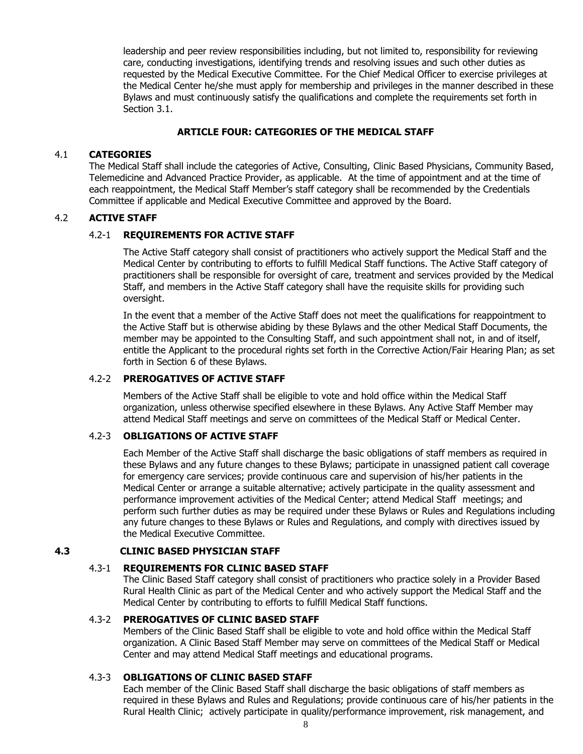leadership and peer review responsibilities including, but not limited to, responsibility for reviewing care, conducting investigations, identifying trends and resolving issues and such other duties as requested by the Medical Executive Committee. For the Chief Medical Officer to exercise privileges at the Medical Center he/she must apply for membership and privileges in the manner described in these Bylaws and must continuously satisfy the qualifications and complete the requirements set forth in Section 3.1.

## ARTICLE FOUR: CATEGORIES OF THE MEDICAL STAFF

### 4.1 CATEGORIES

The Medical Staff shall include the categories of Active, Consulting, Clinic Based Physicians, Community Based, Telemedicine and Advanced Practice Provider, as applicable. At the time of appointment and at the time of each reappointment, the Medical Staff Member's staff category shall be recommended by the Credentials Committee if applicable and Medical Executive Committee and approved by the Board.

### 4.2 ACTIVE STAFF

#### 4.2-1 REQUIREMENTS FOR ACTIVE STAFF

The Active Staff category shall consist of practitioners who actively support the Medical Staff and the Medical Center by contributing to efforts to fulfill Medical Staff functions. The Active Staff category of practitioners shall be responsible for oversight of care, treatment and services provided by the Medical Staff, and members in the Active Staff category shall have the requisite skills for providing such oversight.

In the event that a member of the Active Staff does not meet the qualifications for reappointment to the Active Staff but is otherwise abiding by these Bylaws and the other Medical Staff Documents, the member may be appointed to the Consulting Staff, and such appointment shall not, in and of itself, entitle the Applicant to the procedural rights set forth in the Corrective Action/Fair Hearing Plan; as set forth in Section 6 of these Bylaws.

#### 4.2-2 PREROGATIVES OF ACTIVE STAFF

Members of the Active Staff shall be eligible to vote and hold office within the Medical Staff organization, unless otherwise specified elsewhere in these Bylaws. Any Active Staff Member may attend Medical Staff meetings and serve on committees of the Medical Staff or Medical Center.

#### 4.2-3 OBLIGATIONS OF ACTIVE STAFF

Each Member of the Active Staff shall discharge the basic obligations of staff members as required in these Bylaws and any future changes to these Bylaws; participate in unassigned patient call coverage for emergency care services; provide continuous care and supervision of his/her patients in the Medical Center or arrange a suitable alternative; actively participate in the quality assessment and performance improvement activities of the Medical Center; attend Medical Staff meetings; and perform such further duties as may be required under these Bylaws or Rules and Regulations including any future changes to these Bylaws or Rules and Regulations, and comply with directives issued by the Medical Executive Committee.

### 4.3 CLINIC BASED PHYSICIAN STAFF

#### 4.3-1 REQUIREMENTS FOR CLINIC BASED STAFF

The Clinic Based Staff category shall consist of practitioners who practice solely in a Provider Based Rural Health Clinic as part of the Medical Center and who actively support the Medical Staff and the Medical Center by contributing to efforts to fulfill Medical Staff functions.

#### 4.3-2 PREROGATIVES OF CLINIC BASED STAFF

Members of the Clinic Based Staff shall be eligible to vote and hold office within the Medical Staff organization. A Clinic Based Staff Member may serve on committees of the Medical Staff or Medical Center and may attend Medical Staff meetings and educational programs.

#### 4.3-3 OBLIGATIONS OF CLINIC BASED STAFF

Each member of the Clinic Based Staff shall discharge the basic obligations of staff members as required in these Bylaws and Rules and Regulations; provide continuous care of his/her patients in the Rural Health Clinic; actively participate in quality/performance improvement, risk management, and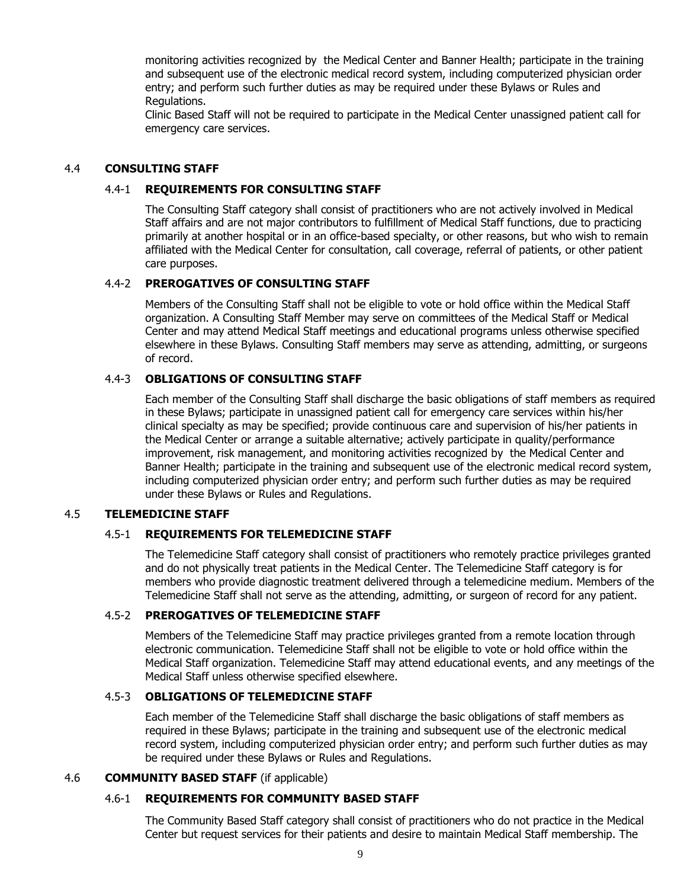monitoring activities recognized by the Medical Center and Banner Health; participate in the training and subsequent use of the electronic medical record system, including computerized physician order entry; and perform such further duties as may be required under these Bylaws or Rules and Regulations.

Clinic Based Staff will not be required to participate in the Medical Center unassigned patient call for emergency care services.

## 4.4 CONSULTING STAFF

### 4.4-1 REQUIREMENTS FOR CONSULTING STAFF

The Consulting Staff category shall consist of practitioners who are not actively involved in Medical Staff affairs and are not major contributors to fulfillment of Medical Staff functions, due to practicing primarily at another hospital or in an office-based specialty, or other reasons, but who wish to remain affiliated with the Medical Center for consultation, call coverage, referral of patients, or other patient care purposes.

### 4.4-2 PREROGATIVES OF CONSULTING STAFF

Members of the Consulting Staff shall not be eligible to vote or hold office within the Medical Staff organization. A Consulting Staff Member may serve on committees of the Medical Staff or Medical Center and may attend Medical Staff meetings and educational programs unless otherwise specified elsewhere in these Bylaws. Consulting Staff members may serve as attending, admitting, or surgeons of record.

### 4.4-3 OBLIGATIONS OF CONSULTING STAFF

Each member of the Consulting Staff shall discharge the basic obligations of staff members as required in these Bylaws; participate in unassigned patient call for emergency care services within his/her clinical specialty as may be specified; provide continuous care and supervision of his/her patients in the Medical Center or arrange a suitable alternative; actively participate in quality/performance improvement, risk management, and monitoring activities recognized by the Medical Center and Banner Health; participate in the training and subsequent use of the electronic medical record system, including computerized physician order entry; and perform such further duties as may be required under these Bylaws or Rules and Regulations.

## 4.5 TELEMEDICINE STAFF

### 4.5-1 REQUIREMENTS FOR TELEMEDICINE STAFF

The Telemedicine Staff category shall consist of practitioners who remotely practice privileges granted and do not physically treat patients in the Medical Center. The Telemedicine Staff category is for members who provide diagnostic treatment delivered through a telemedicine medium. Members of the Telemedicine Staff shall not serve as the attending, admitting, or surgeon of record for any patient.

### 4.5-2 PREROGATIVES OF TELEMEDICINE STAFF

Members of the Telemedicine Staff may practice privileges granted from a remote location through electronic communication. Telemedicine Staff shall not be eligible to vote or hold office within the Medical Staff organization. Telemedicine Staff may attend educational events, and any meetings of the Medical Staff unless otherwise specified elsewhere.

### 4.5-3 OBLIGATIONS OF TELEMEDICINE STAFF

Each member of the Telemedicine Staff shall discharge the basic obligations of staff members as required in these Bylaws; participate in the training and subsequent use of the electronic medical record system, including computerized physician order entry; and perform such further duties as may be required under these Bylaws or Rules and Regulations.

## 4.6 COMMUNITY BASED STAFF (if applicable)

### 4.6-1 REQUIREMENTS FOR COMMUNITY BASED STAFF

The Community Based Staff category shall consist of practitioners who do not practice in the Medical Center but request services for their patients and desire to maintain Medical Staff membership. The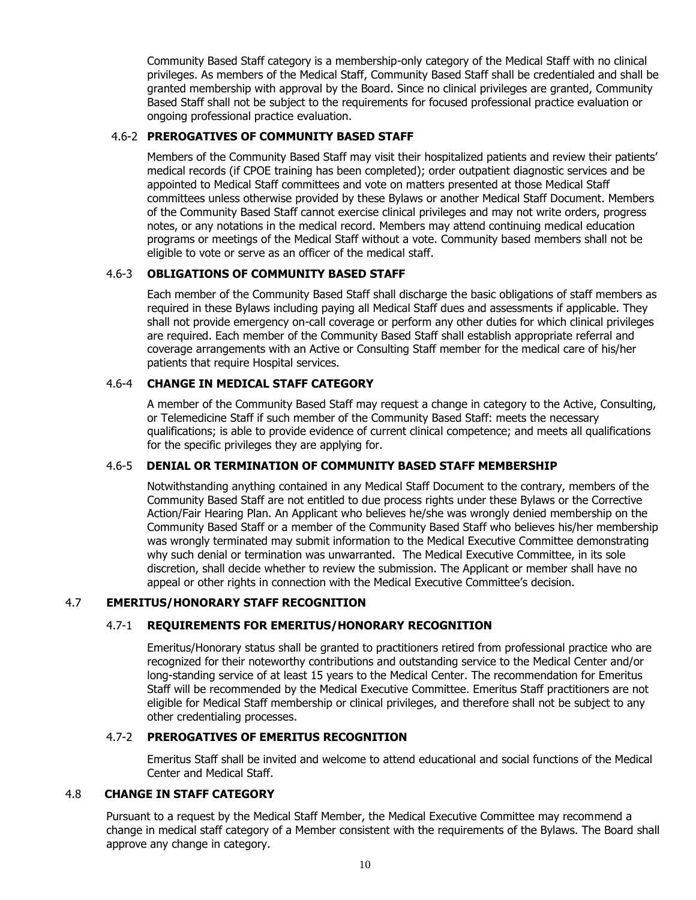Community Based Staff category is a membership-only category of the Medical Staff with no clinical privileges. As members of the Medical Staff, Community Based Staff shall be credentialed and shall be granted membership with approval by the Board. Since no clinical privileges are granted, Community Based Staff shall not be subject to the requirements for focused professional practice evaluation or ongoing professional practice evaluation.

### 4.6-2 PREROGATIVES OF COMMUNITY BASED STAFF

Members of the Community Based Staff may visit their hospitalized patients and review their patients' medical records (if CPOE training has been completed); order outpatient diagnostic services and be appointed to Medical Staff committees and vote on matters presented at those Medical Staff committees unless otherwise provided by these Bylaws or another Medical Staff Document. Members of the Community Based Staff cannot exercise clinical privileges and may not write orders, progress notes, or any notations in the medical record. Members may attend continuing medical education programs or meetings of the Medical Staff without a vote. Community based members shall not be eligible to vote or serve as an officer of the medical staff.

### 4.6-3 OBLIGATIONS OF COMMUNITY BASED STAFF

Each member of the Community Based Staff shall discharge the basic obligations of staff members as required in these Bylaws including paying all Medical Staff dues and assessments if applicable. They shall not provide emergency on-call coverage or perform any other duties for which clinical privileges are required. Each member of the Community Based Staff shall establish appropriate referral and coverage arrangements with an Active or Consulting Staff member for the medical care of his/her patients that require Hospital services.

### 4.6-4 CHANGE IN MEDICAL STAFF CATEGORY

A member of the Community Based Staff may request a change in category to the Active, Consulting, or Telemedicine Staff if such member of the Community Based Staff: meets the necessary qualifications; is able to provide evidence of current clinical competence; and meets all qualifications for the specific privileges they are applying for.

### 4.6-5 DENIAL OR TERMINATION OF COMMUNITY BASED STAFF MEMBERSHIP

Notwithstanding anything contained in any Medical Staff Document to the contrary, members of the Community Based Staff are not entitled to due process rights under these Bylaws or the Corrective Action/Fair Hearing Plan. An Applicant who believes he/she was wrongly denied membership on the Community Based Staff or a member of the Community Based Staff who believes his/her membership was wrongly terminated may submit information to the Medical Executive Committee demonstrating why such denial or termination was unwarranted. The Medical Executive Committee, in its sole discretion, shall decide whether to review the submission. The Applicant or member shall have no appeal or other rights in connection with the Medical Executive Committee's decision.

## 4.7 EMERITUS/HONORARY STAFF RECOGNITION

### 4.7-1 REQUIREMENTS FOR EMERITUS/HONORARY RECOGNITION

Emeritus/Honorary status shall be granted to practitioners retired from professional practice who are recognized for their noteworthy contributions and outstanding service to the Medical Center and/or long-standing service of at least 15 years to the Medical Center. The recommendation for Emeritus Staff will be recommended by the Medical Executive Committee. Emeritus Staff practitioners are not eligible for Medical Staff membership or clinical privileges, and therefore shall not be subject to any other credentialing processes.

### 4.7-2 PREROGATIVES OF EMERITUS RECOGNITION

Emeritus Staff shall be invited and welcome to attend educational and social functions of the Medical Center and Medical Staff.

## 4.8 CHANGE IN STAFF CATEGORY

Pursuant to a request by the Medical Staff Member, the Medical Executive Committee may recommend a change in medical staff category of a Member consistent with the requirements of the Bylaws. The Board shall approve any change in category.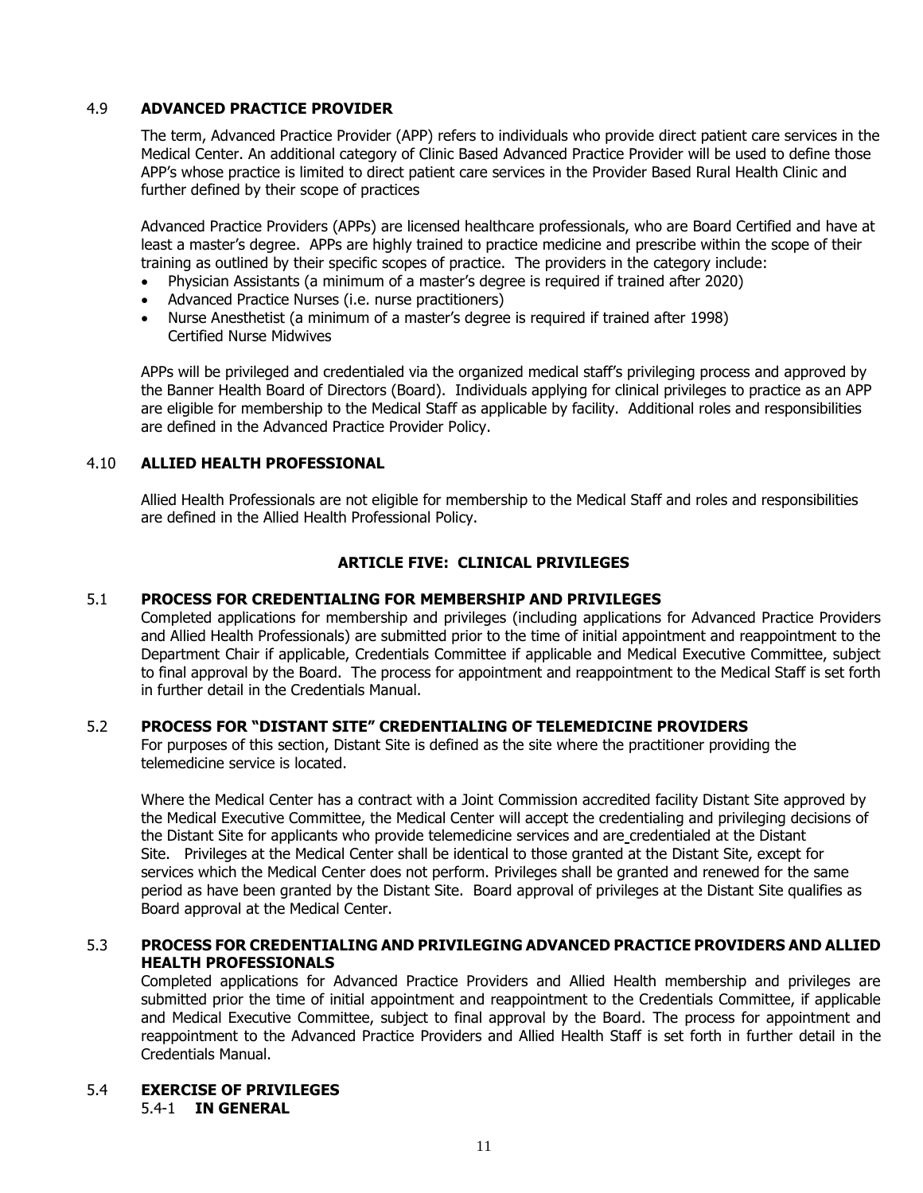### 4.9 **ADVANCED PRACTICE PROVIDER**

The term, Advanced Practice Provider (APP) refers to individuals who provide direct patient care services in the Medical Center. An additional category of Clinic Based Advanced Practice Provider will be used to define those APP's whose practice is limited to direct patient care services in the Provider Based Rural Health Clinic and further defined by their scope of practices

Advanced Practice Providers (APPs) are licensed healthcare professionals, who are Board Certified and have at least a master's degree. APPs are highly trained to practice medicine and prescribe within the scope of their training as outlined by their specific scopes of practice. The providers in the category include:

- Physician Assistants (a minimum of a master's degree is required if trained after 2020)
- Advanced Practice Nurses (i.e. nurse practitioners)
- Nurse Anesthetist (a minimum of a master's degree is required if trained after 1998)
  Certified Nurse Midwives

APPs will be privileged and credentialed via the organized medical staff's privileging process and approved by the Banner Health Board of Directors (Board). Individuals applying for clinical privileges to practice as an APP are eligible for membership to the Medical Staff as applicable by facility. Additional roles and responsibilities are defined in the Advanced Practice Provider Policy.

### 4.10 **ALLIED HEALTH PROFESSIONAL**

Allied Health Professionals are not eligible for membership to the Medical Staff and roles and responsibilities are defined in the Allied Health Professional Policy.

## ARTICLE FIVE: CLINICAL PRIVILEGES

### 5.1 **PROCESS FOR CREDENTIALING FOR MEMBERSHIP AND PRIVILEGES**

Completed applications for membership and privileges (including applications for Advanced Practice Providers and Allied Health Professionals) are submitted prior to the time of initial appointment and reappointment to the Department Chair if applicable, Credentials Committee if applicable and Medical Executive Committee, subject to final approval by the Board. The process for appointment and reappointment to the Medical Staff is set forth in further detail in the Credentials Manual.

### 5.2 **PROCESS FOR "DISTANT SITE" CREDENTIALING OF TELEMEDICINE PROVIDERS**

For purposes of this section, Distant Site is defined as the site where the practitioner providing the telemedicine service is located.

Where the Medical Center has a contract with a Joint Commission accredited facility Distant Site approved by the Medical Executive Committee, the Medical Center will accept the credentialing and privileging decisions of the Distant Site for applicants who provide telemedicine services and are credentialed at the Distant Site. Privileges at the Medical Center shall be identical to those granted at the Distant Site, except for services which the Medical Center does not perform. Privileges shall be granted and renewed for the same period as have been granted by the Distant Site. Board approval of privileges at the Distant Site qualifies as Board approval at the Medical Center.

### 5.3 **PROCESS FOR CREDENTIALING AND PRIVILEGING ADVANCED PRACTICE PROVIDERS AND ALLIED HEALTH PROFESSIONALS**

Completed applications for Advanced Practice Providers and Allied Health membership and privileges are submitted prior the time of initial appointment and reappointment to the Credentials Committee, if applicable and Medical Executive Committee, subject to final approval by the Board. The process for appointment and reappointment to the Advanced Practice Providers and Allied Health Staff is set forth in further detail in the Credentials Manual.

### 5.4 **EXERCISE OF PRIVILEGES**

#### 5.4-1 **IN GENERAL**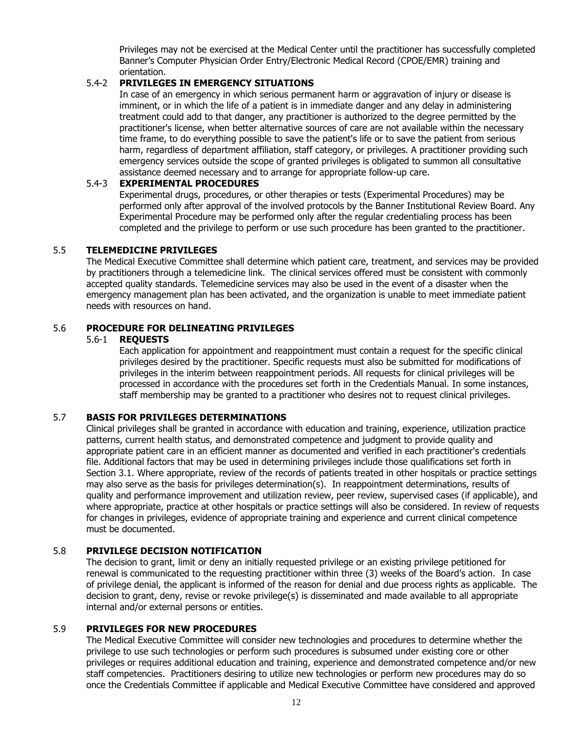Privileges may not be exercised at the Medical Center until the practitioner has successfully completed Banner's Computer Physician Order Entry/Electronic Medical Record (CPOE/EMR) training and orientation.

#### 5.4-2 PRIVILEGES IN EMERGENCY SITUATIONS

In case of an emergency in which serious permanent harm or aggravation of injury or disease is imminent, or in which the life of a patient is in immediate danger and any delay in administering treatment could add to that danger, any practitioner is authorized to the degree permitted by the practitioner's license, when better alternative sources of care are not available within the necessary time frame, to do everything possible to save the patient's life or to save the patient from serious harm, regardless of department affiliation, staff category, or privileges. A practitioner providing such emergency services outside the scope of granted privileges is obligated to summon all consultative assistance deemed necessary and to arrange for appropriate follow-up care.

#### 5.4-3 EXPERIMENTAL PROCEDURES

Experimental drugs, procedures, or other therapies or tests (Experimental Procedures) may be performed only after approval of the involved protocols by the Banner Institutional Review Board. Any Experimental Procedure may be performed only after the regular credentialing process has been completed and the privilege to perform or use such procedure has been granted to the practitioner.

### 5.5 TELEMEDICINE PRIVILEGES

The Medical Executive Committee shall determine which patient care, treatment, and services may be provided by practitioners through a telemedicine link. The clinical services offered must be consistent with commonly accepted quality standards. Telemedicine services may also be used in the event of a disaster when the emergency management plan has been activated, and the organization is unable to meet immediate patient needs with resources on hand.

### 5.6 PROCEDURE FOR DELINEATING PRIVILEGES

#### 5.6-1 REQUESTS

Each application for appointment and reappointment must contain a request for the specific clinical privileges desired by the practitioner. Specific requests must also be submitted for modifications of privileges in the interim between reappointment periods. All requests for clinical privileges will be processed in accordance with the procedures set forth in the Credentials Manual. In some instances, staff membership may be granted to a practitioner who desires not to request clinical privileges.

### 5.7 BASIS FOR PRIVILEGES DETERMINATIONS

Clinical privileges shall be granted in accordance with education and training, experience, utilization practice patterns, current health status, and demonstrated competence and judgment to provide quality and appropriate patient care in an efficient manner as documented and verified in each practitioner's credentials file. Additional factors that may be used in determining privileges include those qualifications set forth in Section 3.1. Where appropriate, review of the records of patients treated in other hospitals or practice settings may also serve as the basis for privileges determination(s). In reappointment determinations, results of quality and performance improvement and utilization review, peer review, supervised cases (if applicable), and where appropriate, practice at other hospitals or practice settings will also be considered. In review of requests for changes in privileges, evidence of appropriate training and experience and current clinical competence must be documented.

### 5.8 PRIVILEGE DECISION NOTIFICATION

The decision to grant, limit or deny an initially requested privilege or an existing privilege petitioned for renewal is communicated to the requesting practitioner within three (3) weeks of the Board's action. In case of privilege denial, the applicant is informed of the reason for denial and due process rights as applicable. The decision to grant, deny, revise or revoke privilege(s) is disseminated and made available to all appropriate internal and/or external persons or entities.

### 5.9 PRIVILEGES FOR NEW PROCEDURES

The Medical Executive Committee will consider new technologies and procedures to determine whether the privilege to use such technologies or perform such procedures is subsumed under existing core or other privileges or requires additional education and training, experience and demonstrated competence and/or new staff competencies. Practitioners desiring to utilize new technologies or perform new procedures may do so once the Credentials Committee if applicable and Medical Executive Committee have considered and approved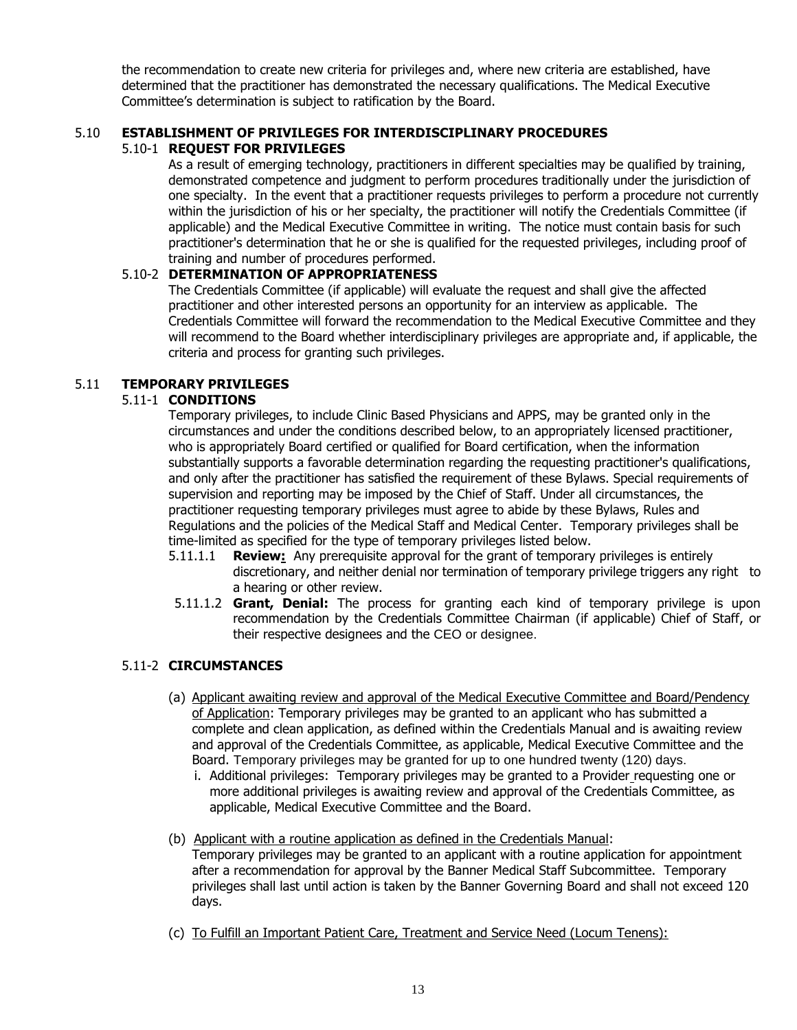the recommendation to create new criteria for privileges and, where new criteria are established, have determined that the practitioner has demonstrated the necessary qualifications. The Medical Executive Committee's determination is subject to ratification by the Board.

## 5.10 ESTABLISHMENT OF PRIVILEGES FOR INTERDISCIPLINARY PROCEDURES

### 5.10-1 REQUEST FOR PRIVILEGES

As a result of emerging technology, practitioners in different specialties may be qualified by training, demonstrated competence and judgment to perform procedures traditionally under the jurisdiction of one specialty. In the event that a practitioner requests privileges to perform a procedure not currently within the jurisdiction of his or her specialty, the practitioner will notify the Credentials Committee (if applicable) and the Medical Executive Committee in writing. The notice must contain basis for such practitioner's determination that he or she is qualified for the requested privileges, including proof of training and number of procedures performed.

### 5.10-2 DETERMINATION OF APPROPRIATENESS

The Credentials Committee (if applicable) will evaluate the request and shall give the affected practitioner and other interested persons an opportunity for an interview as applicable. The Credentials Committee will forward the recommendation to the Medical Executive Committee and they will recommend to the Board whether interdisciplinary privileges are appropriate and, if applicable, the criteria and process for granting such privileges.

## 5.11 TEMPORARY PRIVILEGES

### 5.11-1 CONDITIONS

Temporary privileges, to include Clinic Based Physicians and APPS, may be granted only in the circumstances and under the conditions described below, to an appropriately licensed practitioner, who is appropriately Board certified or qualified for Board certification, when the information substantially supports a favorable determination regarding the requesting practitioner's qualifications, and only after the practitioner has satisfied the requirement of these Bylaws. Special requirements of supervision and reporting may be imposed by the Chief of Staff. Under all circumstances, the practitioner requesting temporary privileges must agree to abide by these Bylaws, Rules and Regulations and the policies of the Medical Staff and Medical Center. Temporary privileges shall be time-limited as specified for the type of temporary privileges listed below.

5.11.1.1 **Review:** Any prerequisite approval for the grant of temporary privileges is entirely discretionary, and neither denial nor termination of temporary privilege triggers any right to a hearing or other review.

5.11.1.2 **Grant, Denial:** The process for granting each kind of temporary privilege is upon recommendation by the Credentials Committee Chairman (if applicable) Chief of Staff, or their respective designees and the CEO or designee.

### 5.11-2 CIRCUMSTANCES

(a) Applicant awaiting review and approval of the Medical Executive Committee and Board/Pendency of Application: Temporary privileges may be granted to an applicant who has submitted a complete and clean application, as defined within the Credentials Manual and is awaiting review and approval of the Credentials Committee, as applicable, Medical Executive Committee and the Board. Temporary privileges may be granted for up to one hundred twenty (120) days.

  i. Additional privileges: Temporary privileges may be granted to a Provider requesting one or more additional privileges is awaiting review and approval of the Credentials Committee, as applicable, Medical Executive Committee and the Board.

(b) Applicant with a routine application as defined in the Credentials Manual: Temporary privileges may be granted to an applicant with a routine application for appointment after a recommendation for approval by the Banner Medical Staff Subcommittee. Temporary privileges shall last until action is taken by the Banner Governing Board and shall not exceed 120 days.

(c) To Fulfill an Important Patient Care, Treatment and Service Need (Locum Tenens):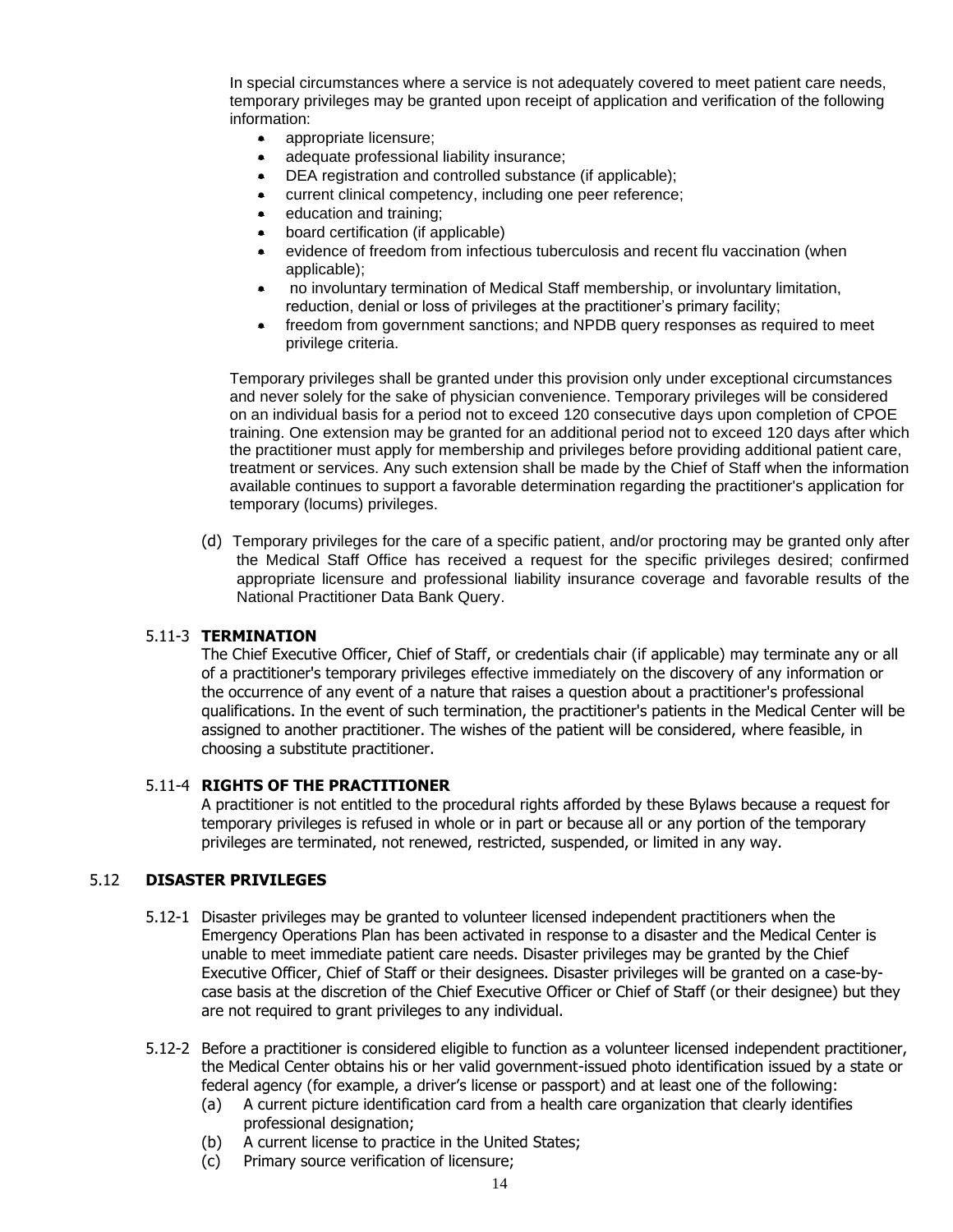In special circumstances where a service is not adequately covered to meet patient care needs, temporary privileges may be granted upon receipt of application and verification of the following information:

- appropriate licensure;
- adequate professional liability insurance;
- DEA registration and controlled substance (if applicable);
- current clinical competency, including one peer reference;
- education and training;
- board certification (if applicable)
- evidence of freedom from infectious tuberculosis and recent flu vaccination (when applicable);
- no involuntary termination of Medical Staff membership, or involuntary limitation, reduction, denial or loss of privileges at the practitioner's primary facility;
- freedom from government sanctions; and NPDB query responses as required to meet privilege criteria.

Temporary privileges shall be granted under this provision only under exceptional circumstances and never solely for the sake of physician convenience. Temporary privileges will be considered on an individual basis for a period not to exceed 120 consecutive days upon completion of CPOE training. One extension may be granted for an additional period not to exceed 120 days after which the practitioner must apply for membership and privileges before providing additional patient care, treatment or services. Any such extension shall be made by the Chief of Staff when the information available continues to support a favorable determination regarding the practitioner's application for temporary (locums) privileges.

(d) Temporary privileges for the care of a specific patient, and/or proctoring may be granted only after the Medical Staff Office has received a request for the specific privileges desired; confirmed appropriate licensure and professional liability insurance coverage and favorable results of the National Practitioner Data Bank Query.

5.11-3 **TERMINATION**

The Chief Executive Officer, Chief of Staff, or credentials chair (if applicable) may terminate any or all of a practitioner's temporary privileges effective immediately on the discovery of any information or the occurrence of any event of a nature that raises a question about a practitioner's professional qualifications. In the event of such termination, the practitioner's patients in the Medical Center will be assigned to another practitioner. The wishes of the patient will be considered, where feasible, in choosing a substitute practitioner.

5.11-4 **RIGHTS OF THE PRACTITIONER**

A practitioner is not entitled to the procedural rights afforded by these Bylaws because a request for temporary privileges is refused in whole or in part or because all or any portion of the temporary privileges are terminated, not renewed, restricted, suspended, or limited in any way.

## 5.12 DISASTER PRIVILEGES

5.12-1 Disaster privileges may be granted to volunteer licensed independent practitioners when the Emergency Operations Plan has been activated in response to a disaster and the Medical Center is unable to meet immediate patient care needs. Disaster privileges may be granted by the Chief Executive Officer, Chief of Staff or their designees. Disaster privileges will be granted on a case-by-case basis at the discretion of the Chief Executive Officer or Chief of Staff (or their designee) but they are not required to grant privileges to any individual.

5.12-2 Before a practitioner is considered eligible to function as a volunteer licensed independent practitioner, the Medical Center obtains his or her valid government-issued photo identification issued by a state or federal agency (for example, a driver's license or passport) and at least one of the following:

(a) A current picture identification card from a health care organization that clearly identifies professional designation;

(b) A current license to practice in the United States;

(c) Primary source verification of licensure;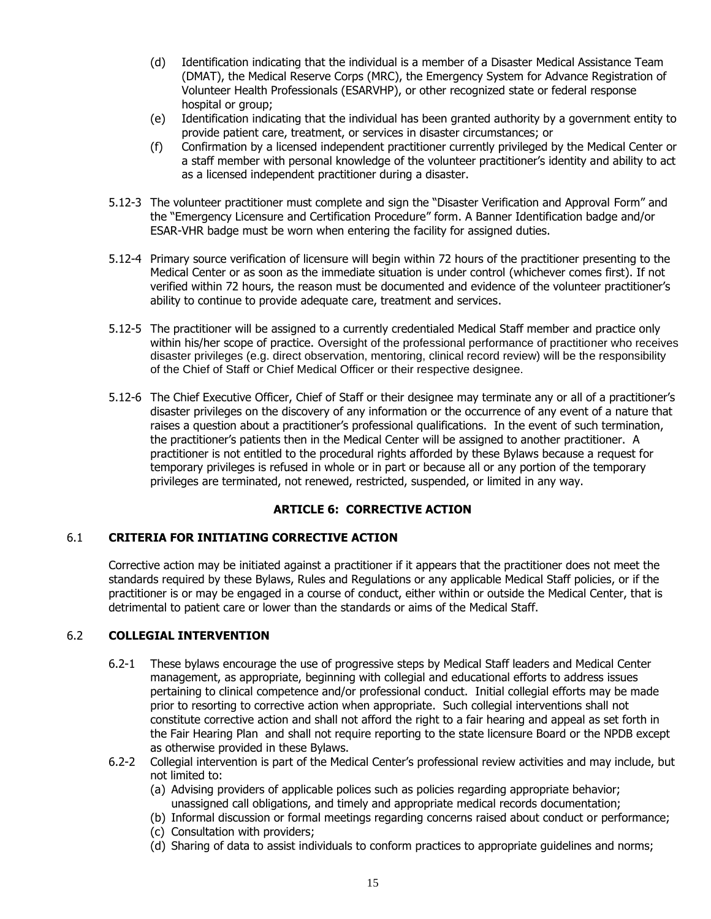(d) Identification indicating that the individual is a member of a Disaster Medical Assistance Team (DMAT), the Medical Reserve Corps (MRC), the Emergency System for Advance Registration of Volunteer Health Professionals (ESARVHP), or other recognized state or federal response hospital or group;

(e) Identification indicating that the individual has been granted authority by a government entity to provide patient care, treatment, or services in disaster circumstances; or

(f) Confirmation by a licensed independent practitioner currently privileged by the Medical Center or a staff member with personal knowledge of the volunteer practitioner's identity and ability to act as a licensed independent practitioner during a disaster.

5.12-3 The volunteer practitioner must complete and sign the "Disaster Verification and Approval Form" and the "Emergency Licensure and Certification Procedure" form. A Banner Identification badge and/or ESAR-VHR badge must be worn when entering the facility for assigned duties.

5.12-4 Primary source verification of licensure will begin within 72 hours of the practitioner presenting to the Medical Center or as soon as the immediate situation is under control (whichever comes first). If not verified within 72 hours, the reason must be documented and evidence of the volunteer practitioner's ability to continue to provide adequate care, treatment and services.

5.12-5 The practitioner will be assigned to a currently credentialed Medical Staff member and practice only within his/her scope of practice. Oversight of the professional performance of practitioner who receives disaster privileges (e.g. direct observation, mentoring, clinical record review) will be the responsibility of the Chief of Staff or Chief Medical Officer or their respective designee.

5.12-6 The Chief Executive Officer, Chief of Staff or their designee may terminate any or all of a practitioner's disaster privileges on the discovery of any information or the occurrence of any event of a nature that raises a question about a practitioner's professional qualifications. In the event of such termination, the practitioner's patients then in the Medical Center will be assigned to another practitioner. A practitioner is not entitled to the procedural rights afforded by these Bylaws because a request for temporary privileges is refused in whole or in part or because all or any portion of the temporary privileges are terminated, not renewed, restricted, suspended, or limited in any way.

## ARTICLE 6: CORRECTIVE ACTION

### 6.1 CRITERIA FOR INITIATING CORRECTIVE ACTION

Corrective action may be initiated against a practitioner if it appears that the practitioner does not meet the standards required by these Bylaws, Rules and Regulations or any applicable Medical Staff policies, or if the practitioner is or may be engaged in a course of conduct, either within or outside the Medical Center, that is detrimental to patient care or lower than the standards or aims of the Medical Staff.

### 6.2 COLLEGIAL INTERVENTION

6.2-1 These bylaws encourage the use of progressive steps by Medical Staff leaders and Medical Center management, as appropriate, beginning with collegial and educational efforts to address issues pertaining to clinical competence and/or professional conduct. Initial collegial efforts may be made prior to resorting to corrective action when appropriate. Such collegial interventions shall not constitute corrective action and shall not afford the right to a fair hearing and appeal as set forth in the Fair Hearing Plan and shall not require reporting to the state licensure Board or the NPDB except as otherwise provided in these Bylaws.

6.2-2 Collegial intervention is part of the Medical Center's professional review activities and may include, but not limited to:

(a) Advising providers of applicable polices such as policies regarding appropriate behavior; unassigned call obligations, and timely and appropriate medical records documentation;
(b) Informal discussion or formal meetings regarding concerns raised about conduct or performance;
(c) Consultation with providers;
(d) Sharing of data to assist individuals to conform practices to appropriate guidelines and norms;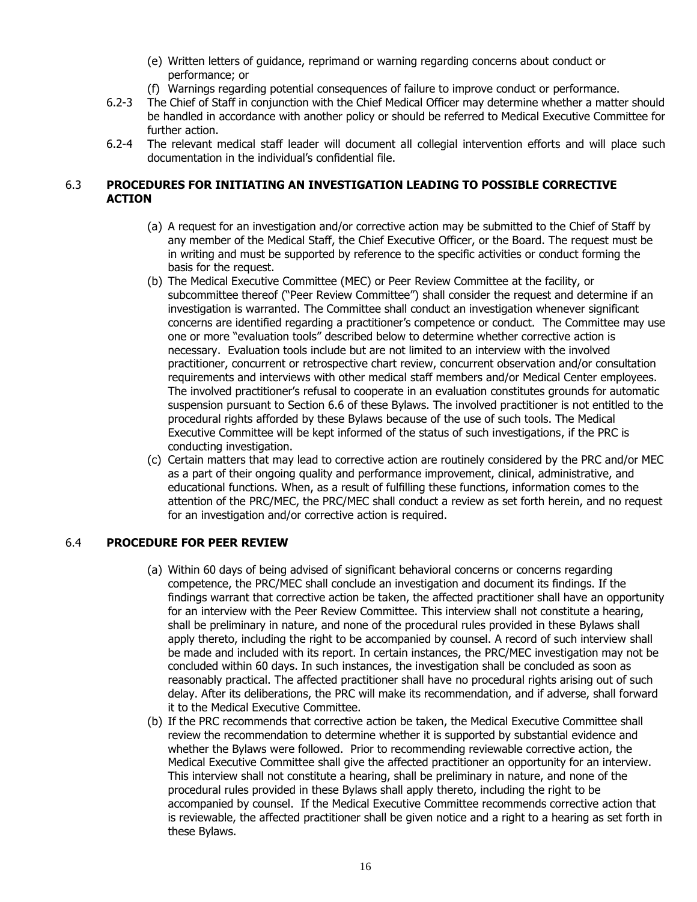(e) Written letters of guidance, reprimand or warning regarding concerns about conduct or performance; or

(f) Warnings regarding potential consequences of failure to improve conduct or performance.

6.2-3 The Chief of Staff in conjunction with the Chief Medical Officer may determine whether a matter should be handled in accordance with another policy or should be referred to Medical Executive Committee for further action.

6.2-4 The relevant medical staff leader will document all collegial intervention efforts and will place such documentation in the individual's confidential file.

### 6.3 PROCEDURES FOR INITIATING AN INVESTIGATION LEADING TO POSSIBLE CORRECTIVE ACTION

(a) A request for an investigation and/or corrective action may be submitted to the Chief of Staff by any member of the Medical Staff, the Chief Executive Officer, or the Board. The request must be in writing and must be supported by reference to the specific activities or conduct forming the basis for the request.

(b) The Medical Executive Committee (MEC) or Peer Review Committee at the facility, or subcommittee thereof ("Peer Review Committee") shall consider the request and determine if an investigation is warranted. The Committee shall conduct an investigation whenever significant concerns are identified regarding a practitioner's competence or conduct. The Committee may use one or more "evaluation tools" described below to determine whether corrective action is necessary. Evaluation tools include but are not limited to an interview with the involved practitioner, concurrent or retrospective chart review, concurrent observation and/or consultation requirements and interviews with other medical staff members and/or Medical Center employees. The involved practitioner's refusal to cooperate in an evaluation constitutes grounds for automatic suspension pursuant to Section 6.6 of these Bylaws. The involved practitioner is not entitled to the procedural rights afforded by these Bylaws because of the use of such tools. The Medical Executive Committee will be kept informed of the status of such investigations, if the PRC is conducting investigation.

(c) Certain matters that may lead to corrective action are routinely considered by the PRC and/or MEC as a part of their ongoing quality and performance improvement, clinical, administrative, and educational functions. When, as a result of fulfilling these functions, information comes to the attention of the PRC/MEC, the PRC/MEC shall conduct a review as set forth herein, and no request for an investigation and/or corrective action is required.

### 6.4 PROCEDURE FOR PEER REVIEW

(a) Within 60 days of being advised of significant behavioral concerns or concerns regarding competence, the PRC/MEC shall conclude an investigation and document its findings. If the findings warrant that corrective action be taken, the affected practitioner shall have an opportunity for an interview with the Peer Review Committee. This interview shall not constitute a hearing, shall be preliminary in nature, and none of the procedural rules provided in these Bylaws shall apply thereto, including the right to be accompanied by counsel. A record of such interview shall be made and included with its report. In certain instances, the PRC/MEC investigation may not be concluded within 60 days. In such instances, the investigation shall be concluded as soon as reasonably practical. The affected practitioner shall have no procedural rights arising out of such delay. After its deliberations, the PRC will make its recommendation, and if adverse, shall forward it to the Medical Executive Committee.

(b) If the PRC recommends that corrective action be taken, the Medical Executive Committee shall review the recommendation to determine whether it is supported by substantial evidence and whether the Bylaws were followed. Prior to recommending reviewable corrective action, the Medical Executive Committee shall give the affected practitioner an opportunity for an interview. This interview shall not constitute a hearing, shall be preliminary in nature, and none of the procedural rules provided in these Bylaws shall apply thereto, including the right to be accompanied by counsel. If the Medical Executive Committee recommends corrective action that is reviewable, the affected practitioner shall be given notice and a right to a hearing as set forth in these Bylaws.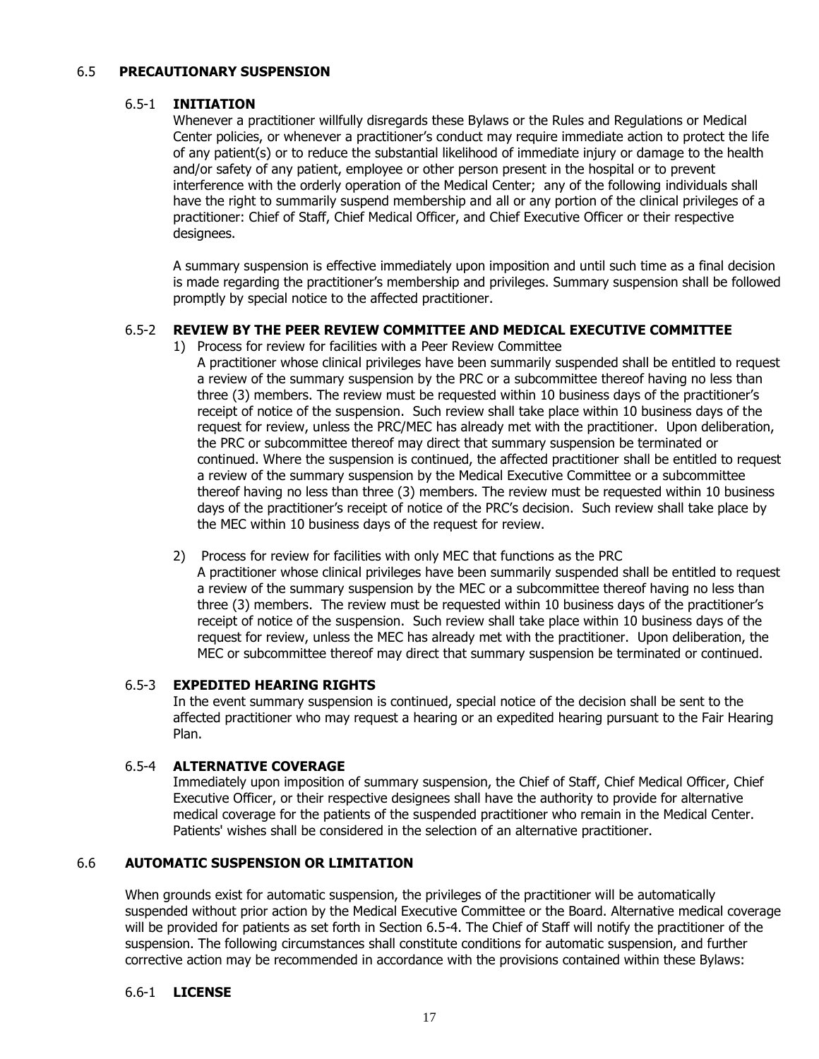## 6.5 PRECAUTIONARY SUSPENSION

### 6.5-1 INITIATION

Whenever a practitioner willfully disregards these Bylaws or the Rules and Regulations or Medical Center policies, or whenever a practitioner's conduct may require immediate action to protect the life of any patient(s) or to reduce the substantial likelihood of immediate injury or damage to the health and/or safety of any patient, employee or other person present in the hospital or to prevent interference with the orderly operation of the Medical Center; any of the following individuals shall have the right to summarily suspend membership and all or any portion of the clinical privileges of a practitioner: Chief of Staff, Chief Medical Officer, and Chief Executive Officer or their respective designees.

A summary suspension is effective immediately upon imposition and until such time as a final decision is made regarding the practitioner's membership and privileges. Summary suspension shall be followed promptly by special notice to the affected practitioner.

### 6.5-2 REVIEW BY THE PEER REVIEW COMMITTEE AND MEDICAL EXECUTIVE COMMITTEE

1) Process for review for facilities with a Peer Review Committee
   A practitioner whose clinical privileges have been summarily suspended shall be entitled to request a review of the summary suspension by the PRC or a subcommittee thereof having no less than three (3) members. The review must be requested within 10 business days of the practitioner's receipt of notice of the suspension. Such review shall take place within 10 business days of the request for review, unless the PRC/MEC has already met with the practitioner. Upon deliberation, the PRC or subcommittee thereof may direct that summary suspension be terminated or continued. Where the suspension is continued, the affected practitioner shall be entitled to request a review of the summary suspension by the Medical Executive Committee or a subcommittee thereof having no less than three (3) members. The review must be requested within 10 business days of the practitioner's receipt of notice of the PRC's decision. Such review shall take place by the MEC within 10 business days of the request for review.

2) Process for review for facilities with only MEC that functions as the PRC
   A practitioner whose clinical privileges have been summarily suspended shall be entitled to request a review of the summary suspension by the MEC or a subcommittee thereof having no less than three (3) members. The review must be requested within 10 business days of the practitioner's receipt of notice of the suspension. Such review shall take place within 10 business days of the request for review, unless the MEC has already met with the practitioner. Upon deliberation, the MEC or subcommittee thereof may direct that summary suspension be terminated or continued.

### 6.5-3 EXPEDITED HEARING RIGHTS

In the event summary suspension is continued, special notice of the decision shall be sent to the affected practitioner who may request a hearing or an expedited hearing pursuant to the Fair Hearing Plan.

### 6.5-4 ALTERNATIVE COVERAGE

Immediately upon imposition of summary suspension, the Chief of Staff, Chief Medical Officer, Chief Executive Officer, or their respective designees shall have the authority to provide for alternative medical coverage for the patients of the suspended practitioner who remain in the Medical Center. Patients' wishes shall be considered in the selection of an alternative practitioner.

## 6.6 AUTOMATIC SUSPENSION OR LIMITATION

When grounds exist for automatic suspension, the privileges of the practitioner will be automatically suspended without prior action by the Medical Executive Committee or the Board. Alternative medical coverage will be provided for patients as set forth in Section 6.5-4. The Chief of Staff will notify the practitioner of the suspension. The following circumstances shall constitute conditions for automatic suspension, and further corrective action may be recommended in accordance with the provisions contained within these Bylaws:

### 6.6-1 LICENSE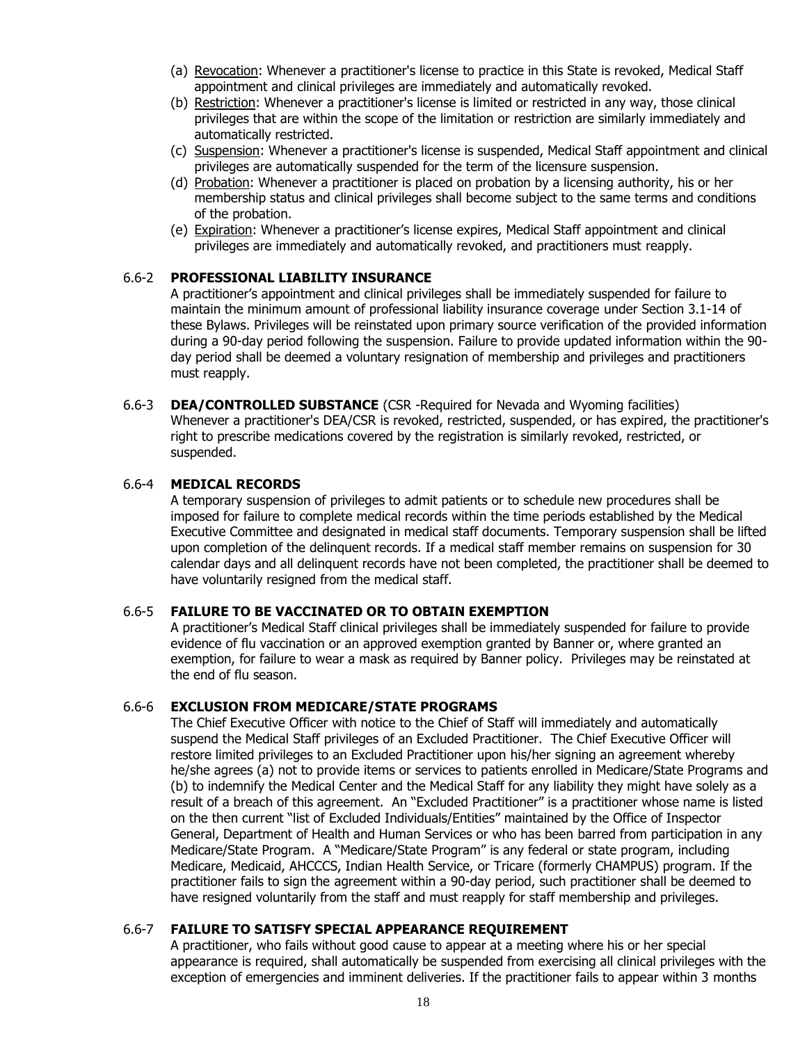(a) Revocation: Whenever a practitioner's license to practice in this State is revoked, Medical Staff appointment and clinical privileges are immediately and automatically revoked.
(b) Restriction: Whenever a practitioner's license is limited or restricted in any way, those clinical privileges that are within the scope of the limitation or restriction are similarly immediately and automatically restricted.
(c) Suspension: Whenever a practitioner's license is suspended, Medical Staff appointment and clinical privileges are automatically suspended for the term of the licensure suspension.
(d) Probation: Whenever a practitioner is placed on probation by a licensing authority, his or her membership status and clinical privileges shall become subject to the same terms and conditions of the probation.
(e) Expiration: Whenever a practitioner's license expires, Medical Staff appointment and clinical privileges are immediately and automatically revoked, and practitioners must reapply.

6.6-2 **PROFESSIONAL LIABILITY INSURANCE**

A practitioner's appointment and clinical privileges shall be immediately suspended for failure to maintain the minimum amount of professional liability insurance coverage under Section 3.1-14 of these Bylaws. Privileges will be reinstated upon primary source verification of the provided information during a 90-day period following the suspension. Failure to provide updated information within the 90-day period shall be deemed a voluntary resignation of membership and privileges and practitioners must reapply.

6.6-3 **DEA/CONTROLLED SUBSTANCE** (CSR -Required for Nevada and Wyoming facilities)

Whenever a practitioner's DEA/CSR is revoked, restricted, suspended, or has expired, the practitioner's right to prescribe medications covered by the registration is similarly revoked, restricted, or suspended.

6.6-4 **MEDICAL RECORDS**

A temporary suspension of privileges to admit patients or to schedule new procedures shall be imposed for failure to complete medical records within the time periods established by the Medical Executive Committee and designated in medical staff documents. Temporary suspension shall be lifted upon completion of the delinquent records. If a medical staff member remains on suspension for 30 calendar days and all delinquent records have not been completed, the practitioner shall be deemed to have voluntarily resigned from the medical staff.

6.6-5 **FAILURE TO BE VACCINATED OR TO OBTAIN EXEMPTION**

A practitioner's Medical Staff clinical privileges shall be immediately suspended for failure to provide evidence of flu vaccination or an approved exemption granted by Banner or, where granted an exemption, for failure to wear a mask as required by Banner policy. Privileges may be reinstated at the end of flu season.

6.6-6 **EXCLUSION FROM MEDICARE/STATE PROGRAMS**

The Chief Executive Officer with notice to the Chief of Staff will immediately and automatically suspend the Medical Staff privileges of an Excluded Practitioner. The Chief Executive Officer will restore limited privileges to an Excluded Practitioner upon his/her signing an agreement whereby he/she agrees (a) not to provide items or services to patients enrolled in Medicare/State Programs and (b) to indemnify the Medical Center and the Medical Staff for any liability they might have solely as a result of a breach of this agreement. An "Excluded Practitioner" is a practitioner whose name is listed on the then current "list of Excluded Individuals/Entities" maintained by the Office of Inspector General, Department of Health and Human Services or who has been barred from participation in any Medicare/State Program. A "Medicare/State Program" is any federal or state program, including Medicare, Medicaid, AHCCCS, Indian Health Service, or Tricare (formerly CHAMPUS) program. If the practitioner fails to sign the agreement within a 90-day period, such practitioner shall be deemed to have resigned voluntarily from the staff and must reapply for staff membership and privileges.

6.6-7 **FAILURE TO SATISFY SPECIAL APPEARANCE REQUIREMENT**

A practitioner, who fails without good cause to appear at a meeting where his or her special appearance is required, shall automatically be suspended from exercising all clinical privileges with the exception of emergencies and imminent deliveries. If the practitioner fails to appear within 3 months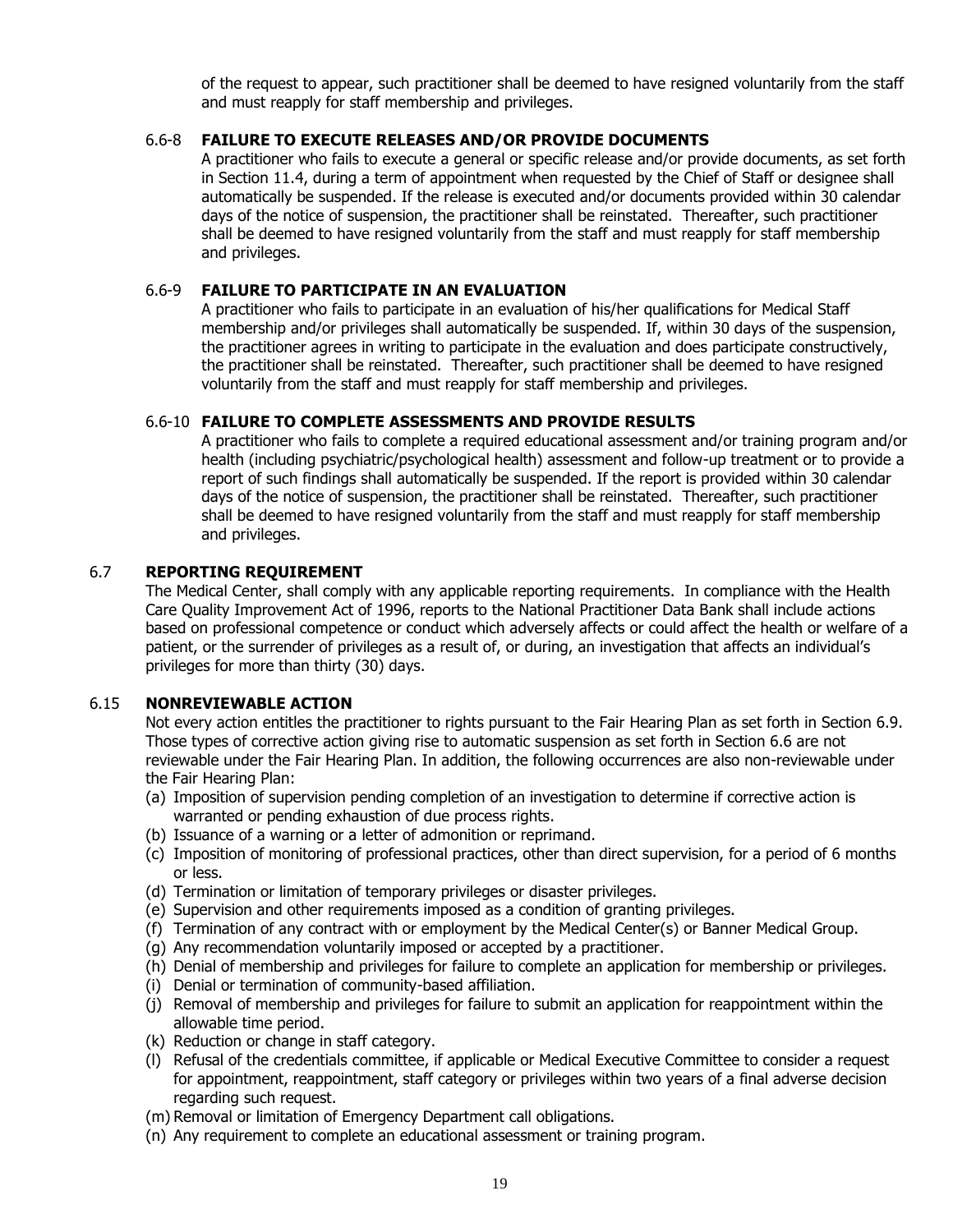of the request to appear, such practitioner shall be deemed to have resigned voluntarily from the staff and must reapply for staff membership and privileges.

### 6.6-8 FAILURE TO EXECUTE RELEASES AND/OR PROVIDE DOCUMENTS

A practitioner who fails to execute a general or specific release and/or provide documents, as set forth in Section 11.4, during a term of appointment when requested by the Chief of Staff or designee shall automatically be suspended. If the release is executed and/or documents provided within 30 calendar days of the notice of suspension, the practitioner shall be reinstated. Thereafter, such practitioner shall be deemed to have resigned voluntarily from the staff and must reapply for staff membership and privileges.

### 6.6-9 FAILURE TO PARTICIPATE IN AN EVALUATION

A practitioner who fails to participate in an evaluation of his/her qualifications for Medical Staff membership and/or privileges shall automatically be suspended. If, within 30 days of the suspension, the practitioner agrees in writing to participate in the evaluation and does participate constructively, the practitioner shall be reinstated. Thereafter, such practitioner shall be deemed to have resigned voluntarily from the staff and must reapply for staff membership and privileges.

### 6.6-10 FAILURE TO COMPLETE ASSESSMENTS AND PROVIDE RESULTS

A practitioner who fails to complete a required educational assessment and/or training program and/or health (including psychiatric/psychological health) assessment and follow-up treatment or to provide a report of such findings shall automatically be suspended. If the report is provided within 30 calendar days of the notice of suspension, the practitioner shall be reinstated. Thereafter, such practitioner shall be deemed to have resigned voluntarily from the staff and must reapply for staff membership and privileges.

## 6.7 REPORTING REQUIREMENT

The Medical Center, shall comply with any applicable reporting requirements. In compliance with the Health Care Quality Improvement Act of 1996, reports to the National Practitioner Data Bank shall include actions based on professional competence or conduct which adversely affects or could affect the health or welfare of a patient, or the surrender of privileges as a result of, or during, an investigation that affects an individual's privileges for more than thirty (30) days.

## 6.15 NONREVIEWABLE ACTION

Not every action entitles the practitioner to rights pursuant to the Fair Hearing Plan as set forth in Section 6.9. Those types of corrective action giving rise to automatic suspension as set forth in Section 6.6 are not reviewable under the Fair Hearing Plan. In addition, the following occurrences are also non-reviewable under the Fair Hearing Plan:

(a) Imposition of supervision pending completion of an investigation to determine if corrective action is warranted or pending exhaustion of due process rights.
(b) Issuance of a warning or a letter of admonition or reprimand.
(c) Imposition of monitoring of professional practices, other than direct supervision, for a period of 6 months or less.
(d) Termination or limitation of temporary privileges or disaster privileges.
(e) Supervision and other requirements imposed as a condition of granting privileges.
(f) Termination of any contract with or employment by the Medical Center(s) or Banner Medical Group.
(g) Any recommendation voluntarily imposed or accepted by a practitioner.
(h) Denial of membership and privileges for failure to complete an application for membership or privileges.
(i) Denial or termination of community-based affiliation.
(j) Removal of membership and privileges for failure to submit an application for reappointment within the allowable time period.
(k) Reduction or change in staff category.
(l) Refusal of the credentials committee, if applicable or Medical Executive Committee to consider a request for appointment, reappointment, staff category or privileges within two years of a final adverse decision regarding such request.
(m) Removal or limitation of Emergency Department call obligations.
(n) Any requirement to complete an educational assessment or training program.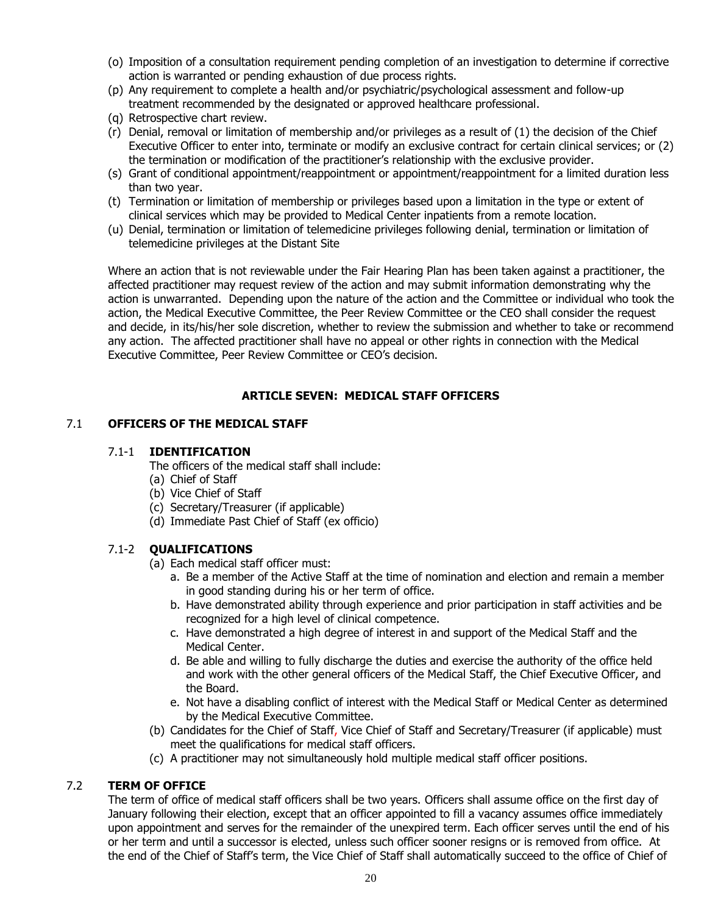(o) Imposition of a consultation requirement pending completion of an investigation to determine if corrective action is warranted or pending exhaustion of due process rights.
(p) Any requirement to complete a health and/or psychiatric/psychological assessment and follow-up treatment recommended by the designated or approved healthcare professional.
(q) Retrospective chart review.
(r) Denial, removal or limitation of membership and/or privileges as a result of (1) the decision of the Chief Executive Officer to enter into, terminate or modify an exclusive contract for certain clinical services; or (2) the termination or modification of the practitioner's relationship with the exclusive provider.
(s) Grant of conditional appointment/reappointment or appointment/reappointment for a limited duration less than two year.
(t) Termination or limitation of membership or privileges based upon a limitation in the type or extent of clinical services which may be provided to Medical Center inpatients from a remote location.
(u) Denial, termination or limitation of telemedicine privileges following denial, termination or limitation of telemedicine privileges at the Distant Site

Where an action that is not reviewable under the Fair Hearing Plan has been taken against a practitioner, the affected practitioner may request review of the action and may submit information demonstrating why the action is unwarranted. Depending upon the nature of the action and the Committee or individual who took the action, the Medical Executive Committee, the Peer Review Committee or the CEO shall consider the request and decide, in its/his/her sole discretion, whether to review the submission and whether to take or recommend any action. The affected practitioner shall have no appeal or other rights in connection with the Medical Executive Committee, Peer Review Committee or CEO's decision.

## ARTICLE SEVEN: MEDICAL STAFF OFFICERS

### 7.1 OFFICERS OF THE MEDICAL STAFF

#### 7.1-1 IDENTIFICATION

The officers of the medical staff shall include:
(a) Chief of Staff
(b) Vice Chief of Staff
(c) Secretary/Treasurer (if applicable)
(d) Immediate Past Chief of Staff (ex officio)

#### 7.1-2 QUALIFICATIONS

(a) Each medical staff officer must:
   a. Be a member of the Active Staff at the time of nomination and election and remain a member in good standing during his or her term of office.
   b. Have demonstrated ability through experience and prior participation in staff activities and be recognized for a high level of clinical competence.
   c. Have demonstrated a high degree of interest in and support of the Medical Staff and the Medical Center.
   d. Be able and willing to fully discharge the duties and exercise the authority of the office held and work with the other general officers of the Medical Staff, the Chief Executive Officer, and the Board.
   e. Not have a disabling conflict of interest with the Medical Staff or Medical Center as determined by the Medical Executive Committee.
(b) Candidates for the Chief of Staff, Vice Chief of Staff and Secretary/Treasurer (if applicable) must meet the qualifications for medical staff officers.
(c) A practitioner may not simultaneously hold multiple medical staff officer positions.

### 7.2 TERM OF OFFICE

The term of office of medical staff officers shall be two years. Officers shall assume office on the first day of January following their election, except that an officer appointed to fill a vacancy assumes office immediately upon appointment and serves for the remainder of the unexpired term. Each officer serves until the end of his or her term and until a successor is elected, unless such officer sooner resigns or is removed from office. At the end of the Chief of Staff's term, the Vice Chief of Staff shall automatically succeed to the office of Chief of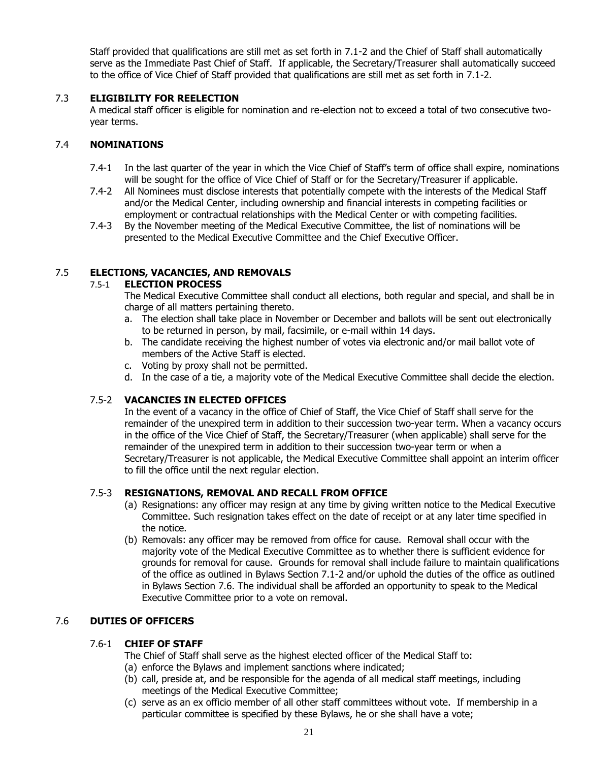Staff provided that qualifications are still met as set forth in 7.1-2 and the Chief of Staff shall automatically serve as the Immediate Past Chief of Staff. If applicable, the Secretary/Treasurer shall automatically succeed to the office of Vice Chief of Staff provided that qualifications are still met as set forth in 7.1-2.

### 7.3 ELIGIBILITY FOR REELECTION

A medical staff officer is eligible for nomination and re-election not to exceed a total of two consecutive two-year terms.

### 7.4 NOMINATIONS

7.4-1 In the last quarter of the year in which the Vice Chief of Staff's term of office shall expire, nominations will be sought for the office of Vice Chief of Staff or for the Secretary/Treasurer if applicable.

7.4-2 All Nominees must disclose interests that potentially compete with the interests of the Medical Staff and/or the Medical Center, including ownership and financial interests in competing facilities or employment or contractual relationships with the Medical Center or with competing facilities.

7.4-3 By the November meeting of the Medical Executive Committee, the list of nominations will be presented to the Medical Executive Committee and the Chief Executive Officer.

### 7.5 ELECTIONS, VACANCIES, AND REMOVALS

#### 7.5-1 ELECTION PROCESS

The Medical Executive Committee shall conduct all elections, both regular and special, and shall be in charge of all matters pertaining thereto.

a. The election shall take place in November or December and ballots will be sent out electronically to be returned in person, by mail, facsimile, or e-mail within 14 days.
b. The candidate receiving the highest number of votes via electronic and/or mail ballot vote of members of the Active Staff is elected.
c. Voting by proxy shall not be permitted.
d. In the case of a tie, a majority vote of the Medical Executive Committee shall decide the election.

#### 7.5-2 VACANCIES IN ELECTED OFFICES

In the event of a vacancy in the office of Chief of Staff, the Vice Chief of Staff shall serve for the remainder of the unexpired term in addition to their succession two-year term. When a vacancy occurs in the office of the Vice Chief of Staff, the Secretary/Treasurer (when applicable) shall serve for the remainder of the unexpired term in addition to their succession two-year term or when a Secretary/Treasurer is not applicable, the Medical Executive Committee shall appoint an interim officer to fill the office until the next regular election.

#### 7.5-3 RESIGNATIONS, REMOVAL AND RECALL FROM OFFICE

(a) Resignations: any officer may resign at any time by giving written notice to the Medical Executive Committee. Such resignation takes effect on the date of receipt or at any later time specified in the notice.

(b) Removals: any officer may be removed from office for cause. Removal shall occur with the majority vote of the Medical Executive Committee as to whether there is sufficient evidence for grounds for removal for cause. Grounds for removal shall include failure to maintain qualifications of the office as outlined in Bylaws Section 7.1-2 and/or uphold the duties of the office as outlined in Bylaws Section 7.6. The individual shall be afforded an opportunity to speak to the Medical Executive Committee prior to a vote on removal.

### 7.6 DUTIES OF OFFICERS

#### 7.6-1 CHIEF OF STAFF

The Chief of Staff shall serve as the highest elected officer of the Medical Staff to:

(a) enforce the Bylaws and implement sanctions where indicated;
(b) call, preside at, and be responsible for the agenda of all medical staff meetings, including meetings of the Medical Executive Committee;
(c) serve as an ex officio member of all other staff committees without vote. If membership in a particular committee is specified by these Bylaws, he or she shall have a vote;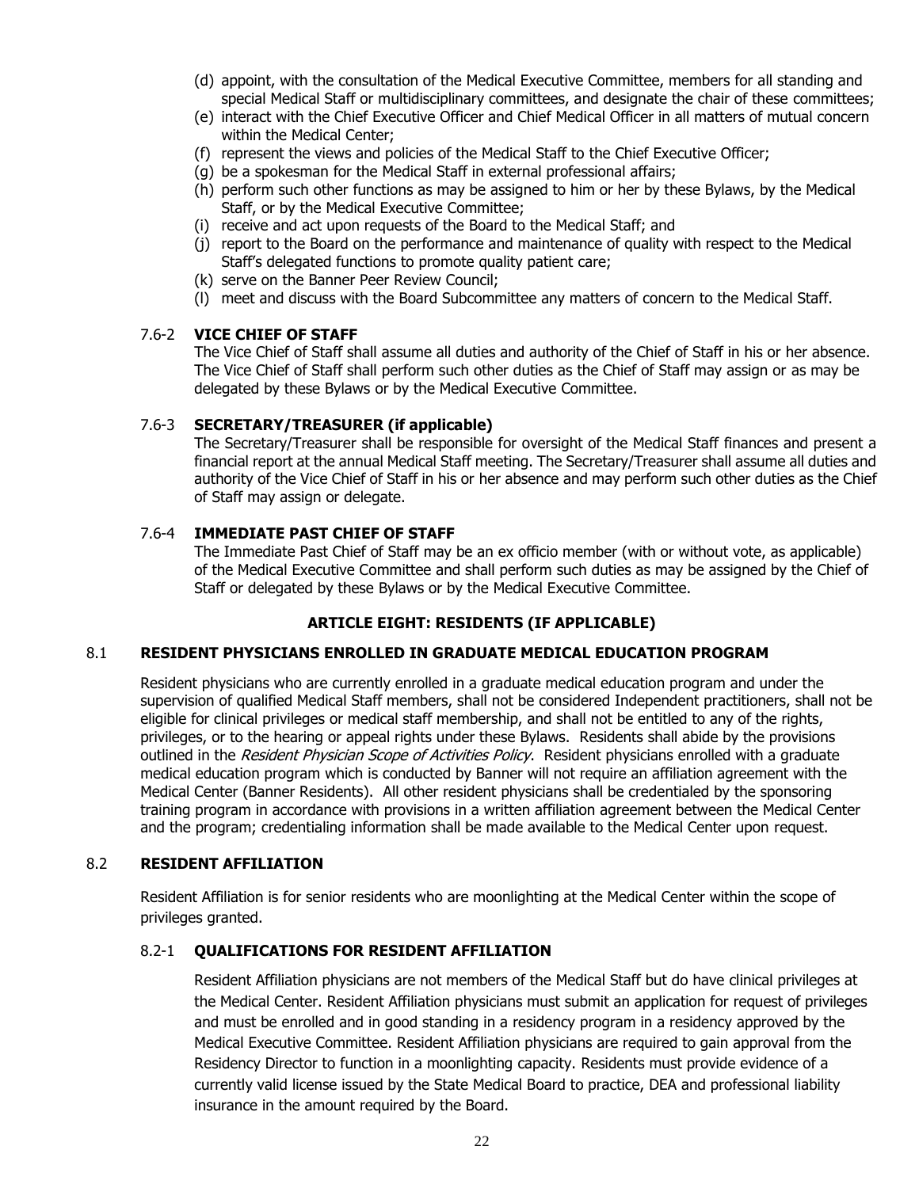(d) appoint, with the consultation of the Medical Executive Committee, members for all standing and special Medical Staff or multidisciplinary committees, and designate the chair of these committees;
(e) interact with the Chief Executive Officer and Chief Medical Officer in all matters of mutual concern within the Medical Center;
(f) represent the views and policies of the Medical Staff to the Chief Executive Officer;
(g) be a spokesman for the Medical Staff in external professional affairs;
(h) perform such other functions as may be assigned to him or her by these Bylaws, by the Medical Staff, or by the Medical Executive Committee;
(i) receive and act upon requests of the Board to the Medical Staff; and
(j) report to the Board on the performance and maintenance of quality with respect to the Medical Staff's delegated functions to promote quality patient care;
(k) serve on the Banner Peer Review Council;
(l) meet and discuss with the Board Subcommittee any matters of concern to the Medical Staff.

### 7.6-2 VICE CHIEF OF STAFF

The Vice Chief of Staff shall assume all duties and authority of the Chief of Staff in his or her absence. The Vice Chief of Staff shall perform such other duties as the Chief of Staff may assign or as may be delegated by these Bylaws or by the Medical Executive Committee.

### 7.6-3 SECRETARY/TREASURER (if applicable)

The Secretary/Treasurer shall be responsible for oversight of the Medical Staff finances and present a financial report at the annual Medical Staff meeting. The Secretary/Treasurer shall assume all duties and authority of the Vice Chief of Staff in his or her absence and may perform such other duties as the Chief of Staff may assign or delegate.

### 7.6-4 IMMEDIATE PAST CHIEF OF STAFF

The Immediate Past Chief of Staff may be an ex officio member (with or without vote, as applicable) of the Medical Executive Committee and shall perform such duties as may be assigned by the Chief of Staff or delegated by these Bylaws or by the Medical Executive Committee.

## ARTICLE EIGHT: RESIDENTS (IF APPLICABLE)

### 8.1 RESIDENT PHYSICIANS ENROLLED IN GRADUATE MEDICAL EDUCATION PROGRAM

Resident physicians who are currently enrolled in a graduate medical education program and under the supervision of qualified Medical Staff members, shall not be considered Independent practitioners, shall not be eligible for clinical privileges or medical staff membership, and shall not be entitled to any of the rights, privileges, or to the hearing or appeal rights under these Bylaws. Residents shall abide by the provisions outlined in the *Resident Physician Scope of Activities Policy*. Resident physicians enrolled with a graduate medical education program which is conducted by Banner will not require an affiliation agreement with the Medical Center (Banner Residents). All other resident physicians shall be credentialed by the sponsoring training program in accordance with provisions in a written affiliation agreement between the Medical Center and the program; credentialing information shall be made available to the Medical Center upon request.

### 8.2 RESIDENT AFFILIATION

Resident Affiliation is for senior residents who are moonlighting at the Medical Center within the scope of privileges granted.

### 8.2-1 QUALIFICATIONS FOR RESIDENT AFFILIATION

Resident Affiliation physicians are not members of the Medical Staff but do have clinical privileges at the Medical Center. Resident Affiliation physicians must submit an application for request of privileges and must be enrolled and in good standing in a residency program in a residency approved by the Medical Executive Committee. Resident Affiliation physicians are required to gain approval from the Residency Director to function in a moonlighting capacity. Residents must provide evidence of a currently valid license issued by the State Medical Board to practice, DEA and professional liability insurance in the amount required by the Board.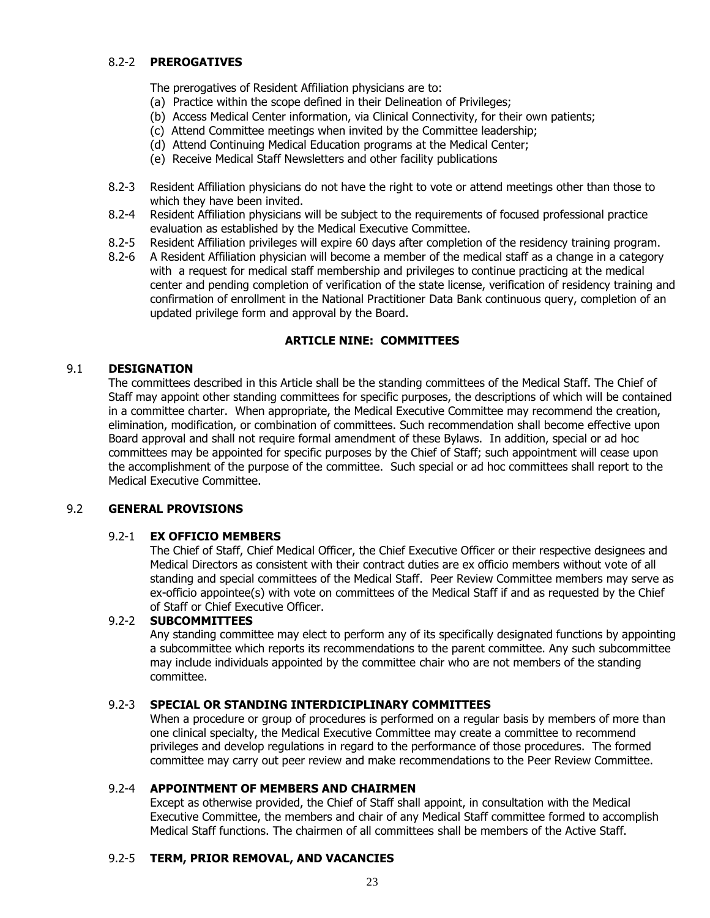#### 8.2-2 **PREROGATIVES**

The prerogatives of Resident Affiliation physicians are to:

(a) Practice within the scope defined in their Delineation of Privileges;
(b) Access Medical Center information, via Clinical Connectivity, for their own patients;
(c) Attend Committee meetings when invited by the Committee leadership;
(d) Attend Continuing Medical Education programs at the Medical Center;
(e) Receive Medical Staff Newsletters and other facility publications

8.2-3 Resident Affiliation physicians do not have the right to vote or attend meetings other than those to which they have been invited.

8.2-4 Resident Affiliation physicians will be subject to the requirements of focused professional practice evaluation as established by the Medical Executive Committee.

8.2-5 Resident Affiliation privileges will expire 60 days after completion of the residency training program.

8.2-6 A Resident Affiliation physician will become a member of the medical staff as a change in a category with a request for medical staff membership and privileges to continue practicing at the medical center and pending completion of verification of the state license, verification of residency training and confirmation of enrollment in the National Practitioner Data Bank continuous query, completion of an updated privilege form and approval by the Board.

## ARTICLE NINE: COMMITTEES

### 9.1 DESIGNATION

The committees described in this Article shall be the standing committees of the Medical Staff. The Chief of Staff may appoint other standing committees for specific purposes, the descriptions of which will be contained in a committee charter. When appropriate, the Medical Executive Committee may recommend the creation, elimination, modification, or combination of committees. Such recommendation shall become effective upon Board approval and shall not require formal amendment of these Bylaws. In addition, special or ad hoc committees may be appointed for specific purposes by the Chief of Staff; such appointment will cease upon the accomplishment of the purpose of the committee. Such special or ad hoc committees shall report to the Medical Executive Committee.

### 9.2 GENERAL PROVISIONS

#### 9.2-1 EX OFFICIO MEMBERS

The Chief of Staff, Chief Medical Officer, the Chief Executive Officer or their respective designees and Medical Directors as consistent with their contract duties are ex officio members without vote of all standing and special committees of the Medical Staff. Peer Review Committee members may serve as ex-officio appointee(s) with vote on committees of the Medical Staff if and as requested by the Chief of Staff or Chief Executive Officer.

#### 9.2-2 SUBCOMMITTEES

Any standing committee may elect to perform any of its specifically designated functions by appointing a subcommittee which reports its recommendations to the parent committee. Any such subcommittee may include individuals appointed by the committee chair who are not members of the standing committee.

#### 9.2-3 SPECIAL OR STANDING INTERDICIPLINARY COMMITTEES

When a procedure or group of procedures is performed on a regular basis by members of more than one clinical specialty, the Medical Executive Committee may create a committee to recommend privileges and develop regulations in regard to the performance of those procedures. The formed committee may carry out peer review and make recommendations to the Peer Review Committee.

#### 9.2-4 APPOINTMENT OF MEMBERS AND CHAIRMEN

Except as otherwise provided, the Chief of Staff shall appoint, in consultation with the Medical Executive Committee, the members and chair of any Medical Staff committee formed to accomplish Medical Staff functions. The chairmen of all committees shall be members of the Active Staff.

#### 9.2-5 TERM, PRIOR REMOVAL, AND VACANCIES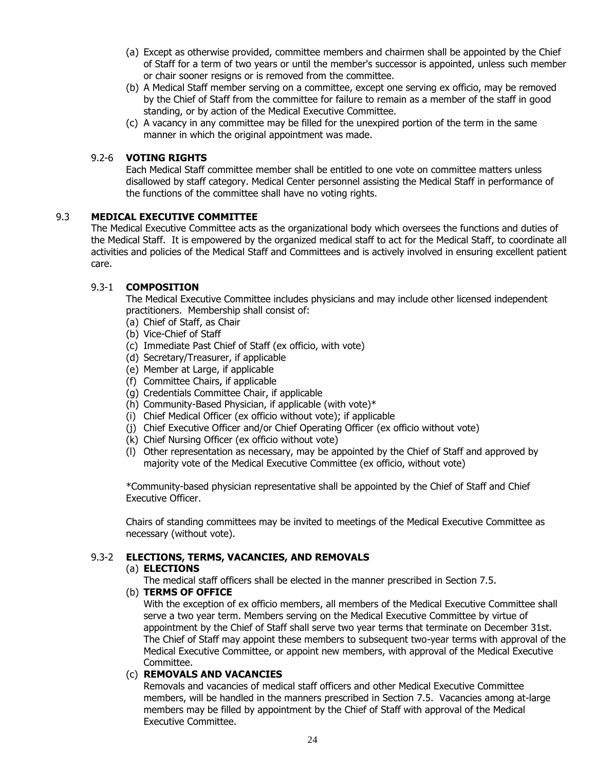(a) Except as otherwise provided, committee members and chairmen shall be appointed by the Chief of Staff for a term of two years or until the member's successor is appointed, unless such member or chair sooner resigns or is removed from the committee.

(b) A Medical Staff member serving on a committee, except one serving ex officio, may be removed by the Chief of Staff from the committee for failure to remain as a member of the staff in good standing, or by action of the Medical Executive Committee.

(c) A vacancy in any committee may be filled for the unexpired portion of the term in the same manner in which the original appointment was made.

#### 9.2-6 **VOTING RIGHTS**

Each Medical Staff committee member shall be entitled to one vote on committee matters unless disallowed by staff category. Medical Center personnel assisting the Medical Staff in performance of the functions of the committee shall have no voting rights.

### 9.3 **MEDICAL EXECUTIVE COMMITTEE**

The Medical Executive Committee acts as the organizational body which oversees the functions and duties of the Medical Staff. It is empowered by the organized medical staff to act for the Medical Staff, to coordinate all activities and policies of the Medical Staff and Committees and is actively involved in ensuring excellent patient care.

#### 9.3-1 **COMPOSITION**

The Medical Executive Committee includes physicians and may include other licensed independent practitioners. Membership shall consist of:

(a) Chief of Staff, as Chair
(b) Vice-Chief of Staff
(c) Immediate Past Chief of Staff (ex officio, with vote)
(d) Secretary/Treasurer, if applicable
(e) Member at Large, if applicable
(f) Committee Chairs, if applicable
(g) Credentials Committee Chair, if applicable
(h) Community-Based Physician, if applicable (with vote)*
(i) Chief Medical Officer (ex officio without vote); if applicable
(j) Chief Executive Officer and/or Chief Operating Officer (ex officio without vote)
(k) Chief Nursing Officer (ex officio without vote)
(l) Other representation as necessary, may be appointed by the Chief of Staff and approved by majority vote of the Medical Executive Committee (ex officio, without vote)

*Community-based physician representative shall be appointed by the Chief of Staff and Chief Executive Officer.

Chairs of standing committees may be invited to meetings of the Medical Executive Committee as necessary (without vote).

#### 9.3-2 **ELECTIONS, TERMS, VACANCIES, AND REMOVALS**

(a) **ELECTIONS**

The medical staff officers shall be elected in the manner prescribed in Section 7.5.

(b) **TERMS OF OFFICE**

With the exception of ex officio members, all members of the Medical Executive Committee shall serve a two year term. Members serving on the Medical Executive Committee by virtue of appointment by the Chief of Staff shall serve two year terms that terminate on December 31st. The Chief of Staff may appoint these members to subsequent two-year terms with approval of the Medical Executive Committee, or appoint new members, with approval of the Medical Executive Committee.

(c) **REMOVALS AND VACANCIES**

Removals and vacancies of medical staff officers and other Medical Executive Committee members, will be handled in the manners prescribed in Section 7.5. Vacancies among at-large members may be filled by appointment by the Chief of Staff with approval of the Medical Executive Committee.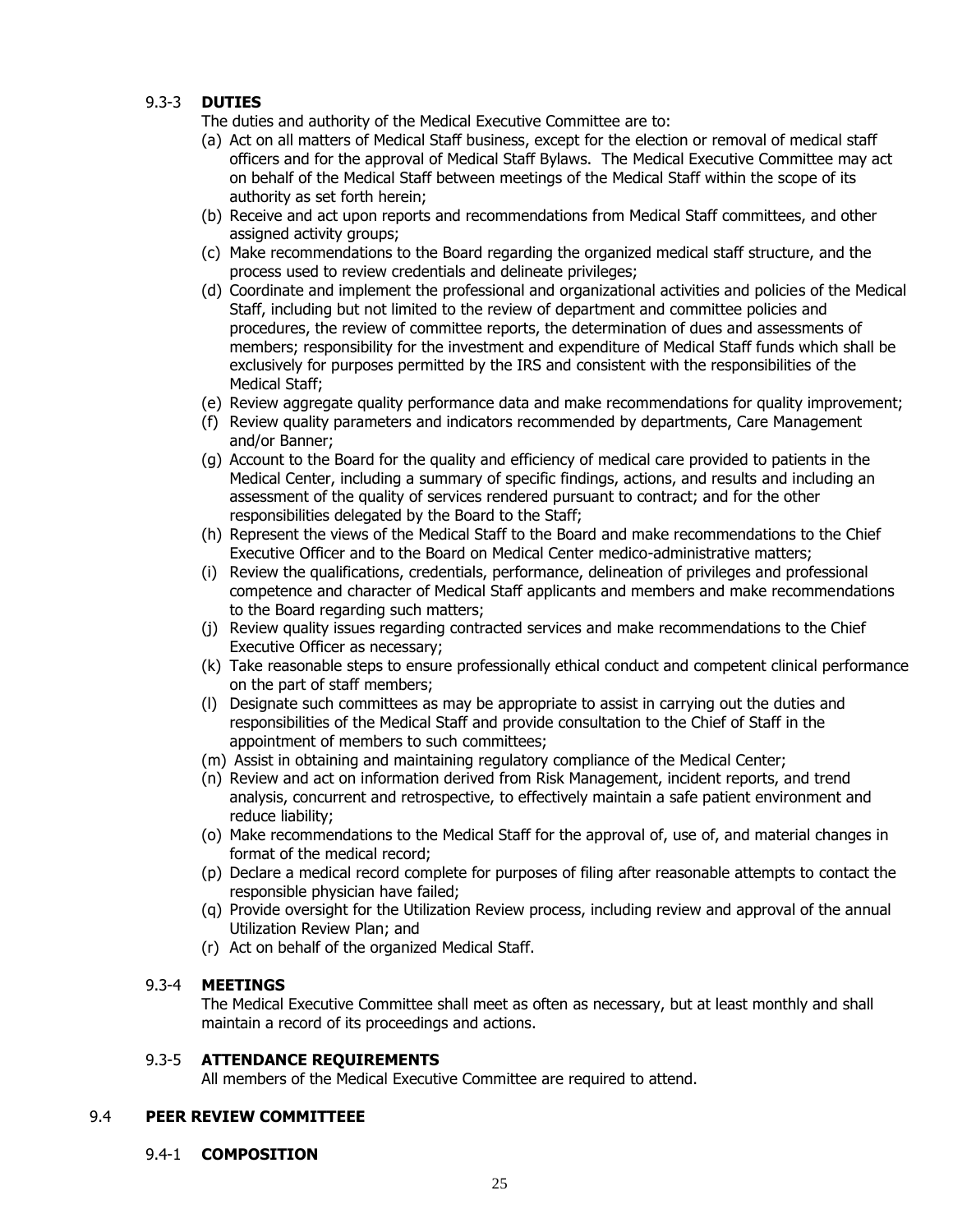#### 9.3-3 **DUTIES**

The duties and authority of the Medical Executive Committee are to:

(a) Act on all matters of Medical Staff business, except for the election or removal of medical staff officers and for the approval of Medical Staff Bylaws. The Medical Executive Committee may act on behalf of the Medical Staff between meetings of the Medical Staff within the scope of its authority as set forth herein;

(b) Receive and act upon reports and recommendations from Medical Staff committees, and other assigned activity groups;

(c) Make recommendations to the Board regarding the organized medical staff structure, and the process used to review credentials and delineate privileges;

(d) Coordinate and implement the professional and organizational activities and policies of the Medical Staff, including but not limited to the review of department and committee policies and procedures, the review of committee reports, the determination of dues and assessments of members; responsibility for the investment and expenditure of Medical Staff funds which shall be exclusively for purposes permitted by the IRS and consistent with the responsibilities of the Medical Staff;

(e) Review aggregate quality performance data and make recommendations for quality improvement;

(f) Review quality parameters and indicators recommended by departments, Care Management and/or Banner;

(g) Account to the Board for the quality and efficiency of medical care provided to patients in the Medical Center, including a summary of specific findings, actions, and results and including an assessment of the quality of services rendered pursuant to contract; and for the other responsibilities delegated by the Board to the Staff;

(h) Represent the views of the Medical Staff to the Board and make recommendations to the Chief Executive Officer and to the Board on Medical Center medico-administrative matters;

(i) Review the qualifications, credentials, performance, delineation of privileges and professional competence and character of Medical Staff applicants and members and make recommendations to the Board regarding such matters;

(j) Review quality issues regarding contracted services and make recommendations to the Chief Executive Officer as necessary;

(k) Take reasonable steps to ensure professionally ethical conduct and competent clinical performance on the part of staff members;

(l) Designate such committees as may be appropriate to assist in carrying out the duties and responsibilities of the Medical Staff and provide consultation to the Chief of Staff in the appointment of members to such committees;

(m) Assist in obtaining and maintaining regulatory compliance of the Medical Center;

(n) Review and act on information derived from Risk Management, incident reports, and trend analysis, concurrent and retrospective, to effectively maintain a safe patient environment and reduce liability;

(o) Make recommendations to the Medical Staff for the approval of, use of, and material changes in format of the medical record;

(p) Declare a medical record complete for purposes of filing after reasonable attempts to contact the responsible physician have failed;

(q) Provide oversight for the Utilization Review process, including review and approval of the annual Utilization Review Plan; and

(r) Act on behalf of the organized Medical Staff.

#### 9.3-4 **MEETINGS**

The Medical Executive Committee shall meet as often as necessary, but at least monthly and shall maintain a record of its proceedings and actions.

#### 9.3-5 **ATTENDANCE REQUIREMENTS**

All members of the Medical Executive Committee are required to attend.

### 9.4 **PEER REVIEW COMMITTEEE**

#### 9.4-1 **COMPOSITION**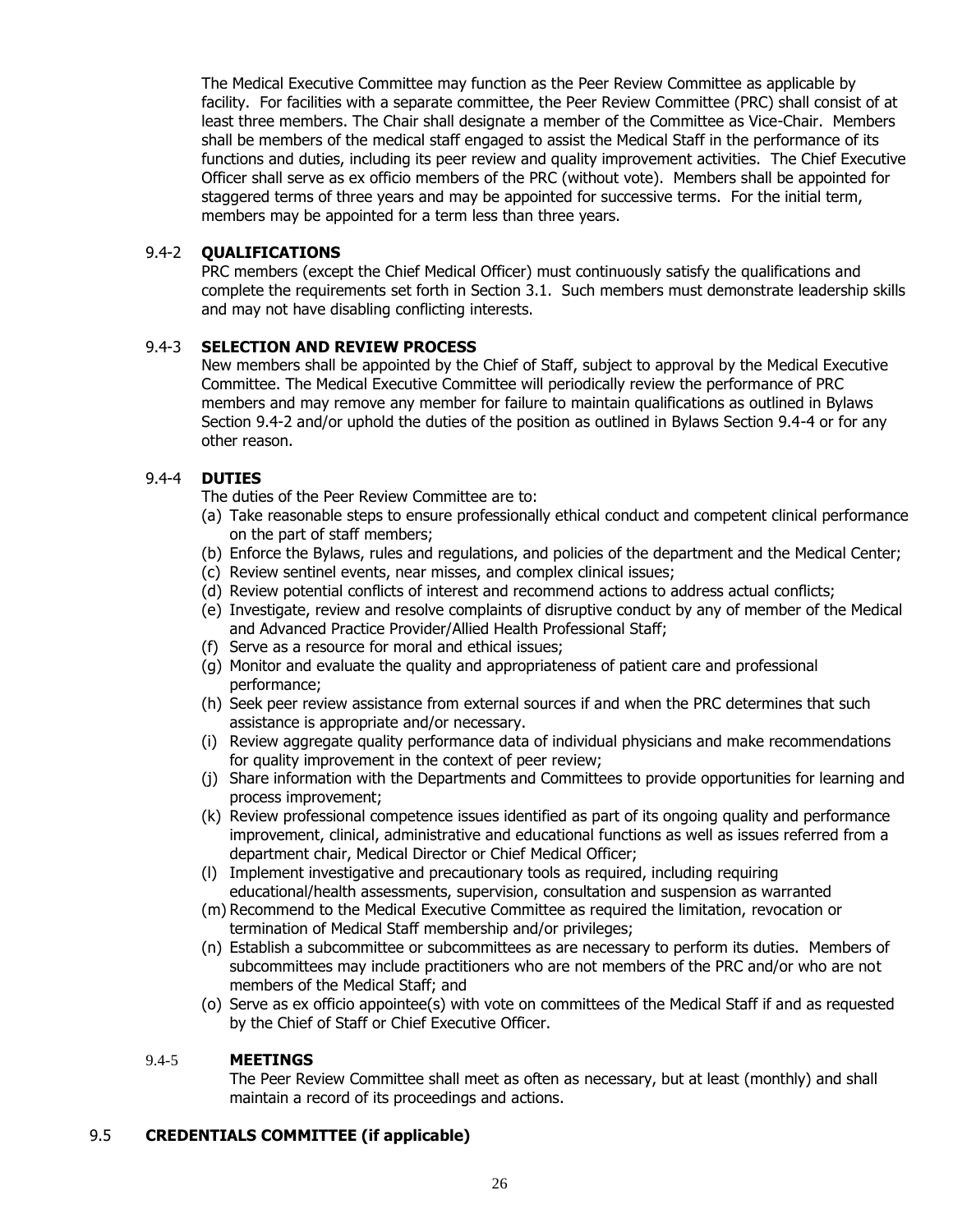The Medical Executive Committee may function as the Peer Review Committee as applicable by facility. For facilities with a separate committee, the Peer Review Committee (PRC) shall consist of at least three members. The Chair shall designate a member of the Committee as Vice-Chair. Members shall be members of the medical staff engaged to assist the Medical Staff in the performance of its functions and duties, including its peer review and quality improvement activities. The Chief Executive Officer shall serve as ex officio members of the PRC (without vote). Members shall be appointed for staggered terms of three years and may be appointed for successive terms. For the initial term, members may be appointed for a term less than three years.

#### 9.4-2 QUALIFICATIONS

PRC members (except the Chief Medical Officer) must continuously satisfy the qualifications and complete the requirements set forth in Section 3.1. Such members must demonstrate leadership skills and may not have disabling conflicting interests.

#### 9.4-3 SELECTION AND REVIEW PROCESS

New members shall be appointed by the Chief of Staff, subject to approval by the Medical Executive Committee. The Medical Executive Committee will periodically review the performance of PRC members and may remove any member for failure to maintain qualifications as outlined in Bylaws Section 9.4-2 and/or uphold the duties of the position as outlined in Bylaws Section 9.4-4 or for any other reason.

#### 9.4-4 DUTIES

The duties of the Peer Review Committee are to:

(a) Take reasonable steps to ensure professionally ethical conduct and competent clinical performance on the part of staff members;

(b) Enforce the Bylaws, rules and regulations, and policies of the department and the Medical Center;

(c) Review sentinel events, near misses, and complex clinical issues;

(d) Review potential conflicts of interest and recommend actions to address actual conflicts;

(e) Investigate, review and resolve complaints of disruptive conduct by any of member of the Medical and Advanced Practice Provider/Allied Health Professional Staff;

(f) Serve as a resource for moral and ethical issues;

(g) Monitor and evaluate the quality and appropriateness of patient care and professional performance;

(h) Seek peer review assistance from external sources if and when the PRC determines that such assistance is appropriate and/or necessary.

(i) Review aggregate quality performance data of individual physicians and make recommendations for quality improvement in the context of peer review;

(j) Share information with the Departments and Committees to provide opportunities for learning and process improvement;

(k) Review professional competence issues identified as part of its ongoing quality and performance improvement, clinical, administrative and educational functions as well as issues referred from a department chair, Medical Director or Chief Medical Officer;

(l) Implement investigative and precautionary tools as required, including requiring educational/health assessments, supervision, consultation and suspension as warranted

(m) Recommend to the Medical Executive Committee as required the limitation, revocation or termination of Medical Staff membership and/or privileges;

(n) Establish a subcommittee or subcommittees as are necessary to perform its duties. Members of subcommittees may include practitioners who are not members of the PRC and/or who are not members of the Medical Staff; and

(o) Serve as ex officio appointee(s) with vote on committees of the Medical Staff if and as requested by the Chief of Staff or Chief Executive Officer.

#### 9.4-5 MEETINGS

The Peer Review Committee shall meet as often as necessary, but at least (monthly) and shall maintain a record of its proceedings and actions.

### 9.5 CREDENTIALS COMMITTEE (if applicable)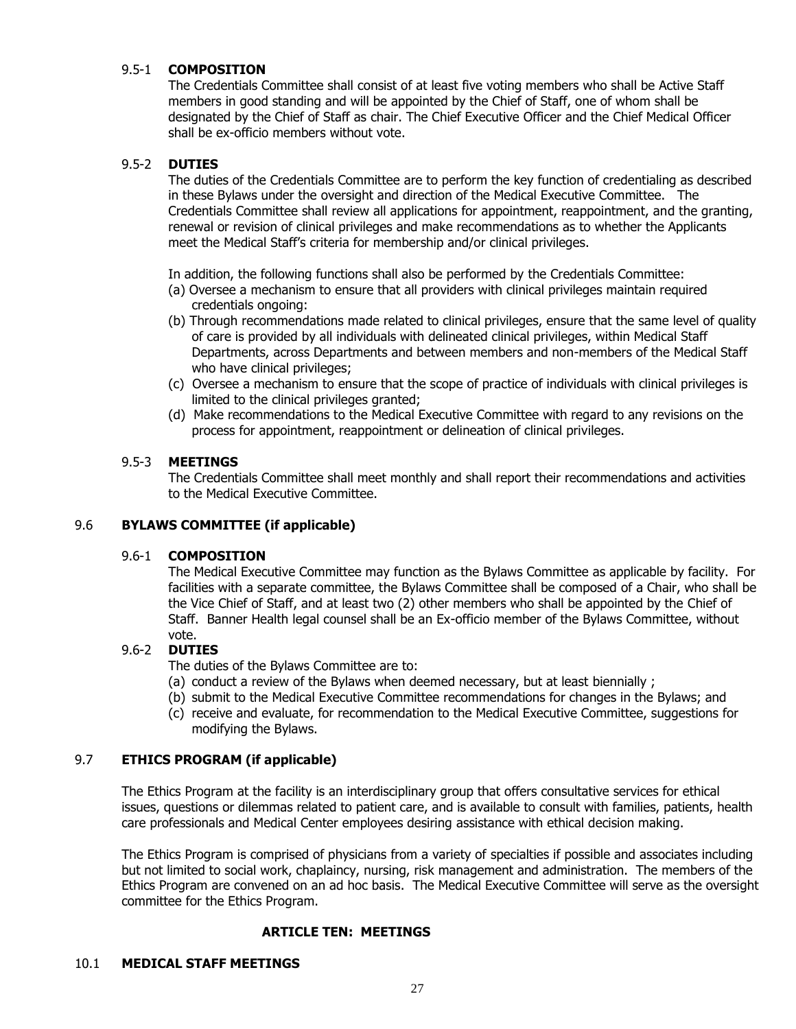#### 9.5-1 **COMPOSITION**

The Credentials Committee shall consist of at least five voting members who shall be Active Staff members in good standing and will be appointed by the Chief of Staff, one of whom shall be designated by the Chief of Staff as chair. The Chief Executive Officer and the Chief Medical Officer shall be ex-officio members without vote.

#### 9.5-2 **DUTIES**

The duties of the Credentials Committee are to perform the key function of credentialing as described in these Bylaws under the oversight and direction of the Medical Executive Committee. The Credentials Committee shall review all applications for appointment, reappointment, and the granting, renewal or revision of clinical privileges and make recommendations as to whether the Applicants meet the Medical Staff's criteria for membership and/or clinical privileges.

In addition, the following functions shall also be performed by the Credentials Committee:

(a) Oversee a mechanism to ensure that all providers with clinical privileges maintain required credentials ongoing:

(b) Through recommendations made related to clinical privileges, ensure that the same level of quality of care is provided by all individuals with delineated clinical privileges, within Medical Staff Departments, across Departments and between members and non-members of the Medical Staff who have clinical privileges;

(c) Oversee a mechanism to ensure that the scope of practice of individuals with clinical privileges is limited to the clinical privileges granted;

(d) Make recommendations to the Medical Executive Committee with regard to any revisions on the process for appointment, reappointment or delineation of clinical privileges.

#### 9.5-3 **MEETINGS**

The Credentials Committee shall meet monthly and shall report their recommendations and activities to the Medical Executive Committee.

### 9.6 **BYLAWS COMMITTEE (if applicable)**

#### 9.6-1 **COMPOSITION**

The Medical Executive Committee may function as the Bylaws Committee as applicable by facility. For facilities with a separate committee, the Bylaws Committee shall be composed of a Chair, who shall be the Vice Chief of Staff, and at least two (2) other members who shall be appointed by the Chief of Staff. Banner Health legal counsel shall be an Ex-officio member of the Bylaws Committee, without vote.

#### 9.6-2 **DUTIES**

The duties of the Bylaws Committee are to:

(a) conduct a review of the Bylaws when deemed necessary, but at least biennially ;

(b) submit to the Medical Executive Committee recommendations for changes in the Bylaws; and

(c) receive and evaluate, for recommendation to the Medical Executive Committee, suggestions for modifying the Bylaws.

### 9.7 **ETHICS PROGRAM (if applicable)**

The Ethics Program at the facility is an interdisciplinary group that offers consultative services for ethical issues, questions or dilemmas related to patient care, and is available to consult with families, patients, health care professionals and Medical Center employees desiring assistance with ethical decision making.

The Ethics Program is comprised of physicians from a variety of specialties if possible and associates including but not limited to social work, chaplaincy, nursing, risk management and administration. The members of the Ethics Program are convened on an ad hoc basis. The Medical Executive Committee will serve as the oversight committee for the Ethics Program.

## **ARTICLE TEN: MEETINGS**

### 10.1 **MEDICAL STAFF MEETINGS**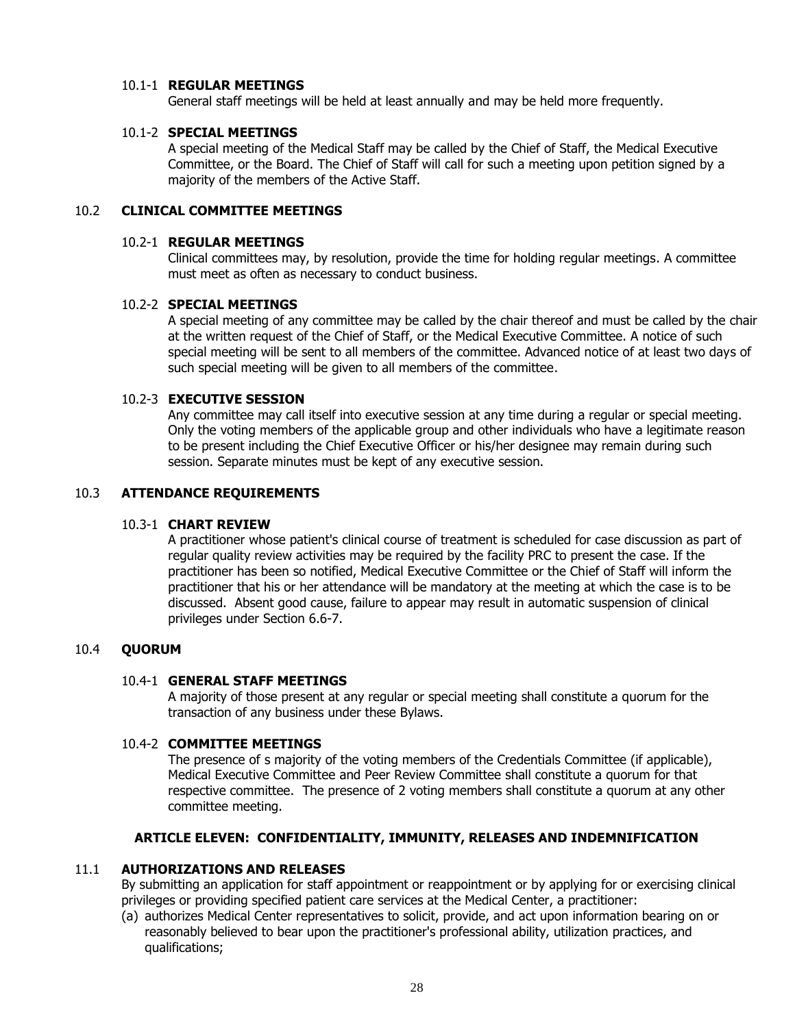#### 10.1-1 **REGULAR MEETINGS**

General staff meetings will be held at least annually and may be held more frequently.

#### 10.1-2 **SPECIAL MEETINGS**

A special meeting of the Medical Staff may be called by the Chief of Staff, the Medical Executive Committee, or the Board. The Chief of Staff will call for such a meeting upon petition signed by a majority of the members of the Active Staff.

### 10.2 **CLINICAL COMMITTEE MEETINGS**

#### 10.2-1 **REGULAR MEETINGS**

Clinical committees may, by resolution, provide the time for holding regular meetings. A committee must meet as often as necessary to conduct business.

#### 10.2-2 **SPECIAL MEETINGS**

A special meeting of any committee may be called by the chair thereof and must be called by the chair at the written request of the Chief of Staff, or the Medical Executive Committee. A notice of such special meeting will be sent to all members of the committee. Advanced notice of at least two days of such special meeting will be given to all members of the committee.

#### 10.2-3 **EXECUTIVE SESSION**

Any committee may call itself into executive session at any time during a regular or special meeting. Only the voting members of the applicable group and other individuals who have a legitimate reason to be present including the Chief Executive Officer or his/her designee may remain during such session. Separate minutes must be kept of any executive session.

### 10.3 **ATTENDANCE REQUIREMENTS**

#### 10.3-1 **CHART REVIEW**

A practitioner whose patient's clinical course of treatment is scheduled for case discussion as part of regular quality review activities may be required by the facility PRC to present the case. If the practitioner has been so notified, Medical Executive Committee or the Chief of Staff will inform the practitioner that his or her attendance will be mandatory at the meeting at which the case is to be discussed. Absent good cause, failure to appear may result in automatic suspension of clinical privileges under Section 6.6-7.

### 10.4 **QUORUM**

#### 10.4-1 **GENERAL STAFF MEETINGS**

A majority of those present at any regular or special meeting shall constitute a quorum for the transaction of any business under these Bylaws.

#### 10.4-2 **COMMITTEE MEETINGS**

The presence of s majority of the voting members of the Credentials Committee (if applicable), Medical Executive Committee and Peer Review Committee shall constitute a quorum for that respective committee. The presence of 2 voting members shall constitute a quorum at any other committee meeting.

## ARTICLE ELEVEN: CONFIDENTIALITY, IMMUNITY, RELEASES AND INDEMNIFICATION

### 11.1 **AUTHORIZATIONS AND RELEASES**

By submitting an application for staff appointment or reappointment or by applying for or exercising clinical privileges or providing specified patient care services at the Medical Center, a practitioner:

(a) authorizes Medical Center representatives to solicit, provide, and act upon information bearing on or reasonably believed to bear upon the practitioner's professional ability, utilization practices, and qualifications;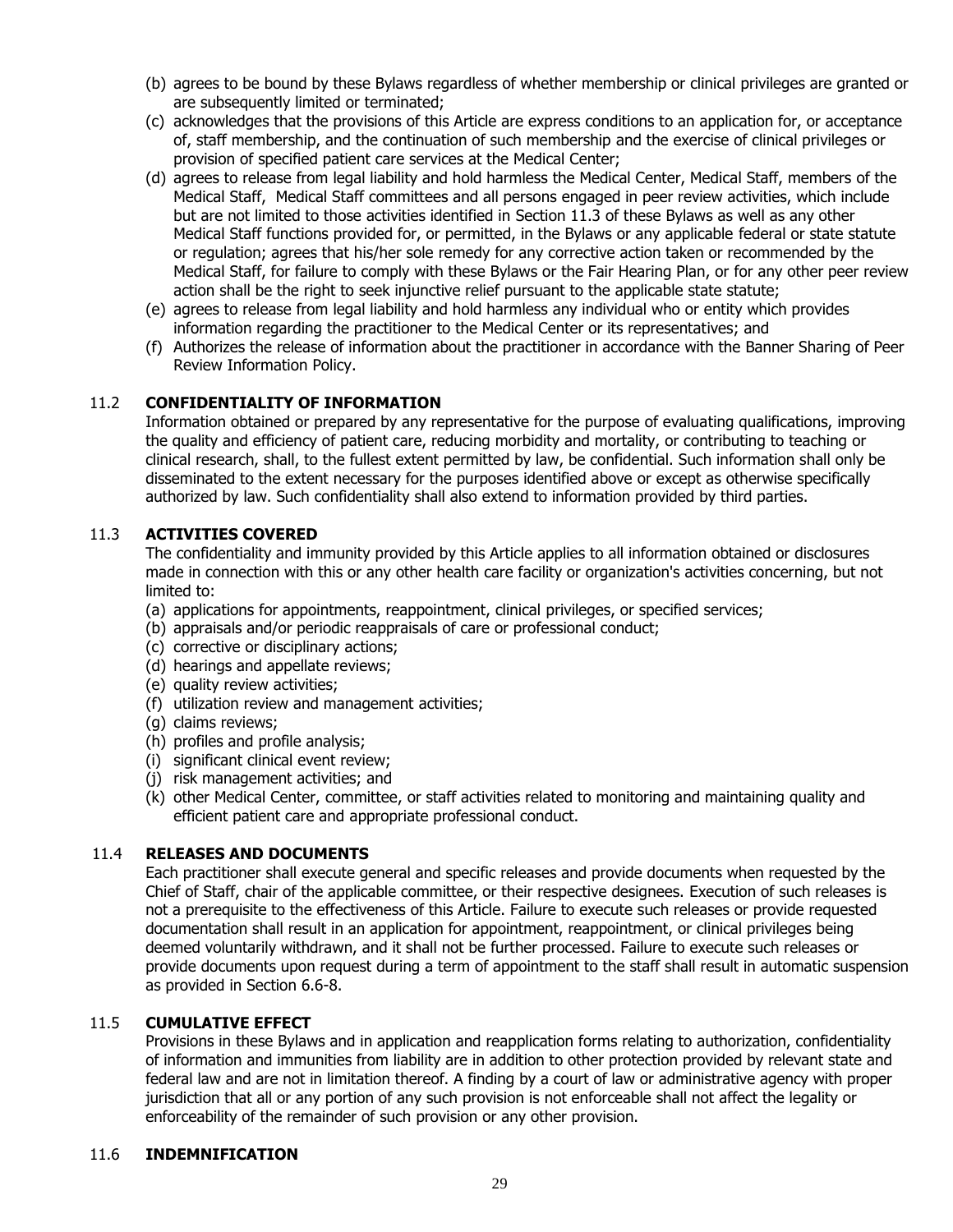(b) agrees to be bound by these Bylaws regardless of whether membership or clinical privileges are granted or are subsequently limited or terminated;

(c) acknowledges that the provisions of this Article are express conditions to an application for, or acceptance of, staff membership, and the continuation of such membership and the exercise of clinical privileges or provision of specified patient care services at the Medical Center;

(d) agrees to release from legal liability and hold harmless the Medical Center, Medical Staff, members of the Medical Staff, Medical Staff committees and all persons engaged in peer review activities, which include but are not limited to those activities identified in Section 11.3 of these Bylaws as well as any other Medical Staff functions provided for, or permitted, in the Bylaws or any applicable federal or state statute or regulation; agrees that his/her sole remedy for any corrective action taken or recommended by the Medical Staff, for failure to comply with these Bylaws or the Fair Hearing Plan, or for any other peer review action shall be the right to seek injunctive relief pursuant to the applicable state statute;

(e) agrees to release from legal liability and hold harmless any individual who or entity which provides information regarding the practitioner to the Medical Center or its representatives; and

(f) Authorizes the release of information about the practitioner in accordance with the Banner Sharing of Peer Review Information Policy.

## 11.2 CONFIDENTIALITY OF INFORMATION

Information obtained or prepared by any representative for the purpose of evaluating qualifications, improving the quality and efficiency of patient care, reducing morbidity and mortality, or contributing to teaching or clinical research, shall, to the fullest extent permitted by law, be confidential. Such information shall only be disseminated to the extent necessary for the purposes identified above or except as otherwise specifically authorized by law. Such confidentiality shall also extend to information provided by third parties.

## 11.3 ACTIVITIES COVERED

The confidentiality and immunity provided by this Article applies to all information obtained or disclosures made in connection with this or any other health care facility or organization's activities concerning, but not limited to:

(a) applications for appointments, reappointment, clinical privileges, or specified services;
(b) appraisals and/or periodic reappraisals of care or professional conduct;
(c) corrective or disciplinary actions;
(d) hearings and appellate reviews;
(e) quality review activities;
(f) utilization review and management activities;
(g) claims reviews;
(h) profiles and profile analysis;
(i) significant clinical event review;
(j) risk management activities; and
(k) other Medical Center, committee, or staff activities related to monitoring and maintaining quality and efficient patient care and appropriate professional conduct.

## 11.4 RELEASES AND DOCUMENTS

Each practitioner shall execute general and specific releases and provide documents when requested by the Chief of Staff, chair of the applicable committee, or their respective designees. Execution of such releases is not a prerequisite to the effectiveness of this Article. Failure to execute such releases or provide requested documentation shall result in an application for appointment, reappointment, or clinical privileges being deemed voluntarily withdrawn, and it shall not be further processed. Failure to execute such releases or provide documents upon request during a term of appointment to the staff shall result in automatic suspension as provided in Section 6.6-8.

## 11.5 CUMULATIVE EFFECT

Provisions in these Bylaws and in application and reapplication forms relating to authorization, confidentiality of information and immunities from liability are in addition to other protection provided by relevant state and federal law and are not in limitation thereof. A finding by a court of law or administrative agency with proper jurisdiction that all or any portion of any such provision is not enforceable shall not affect the legality or enforceability of the remainder of such provision or any other provision.

## 11.6 INDEMNIFICATION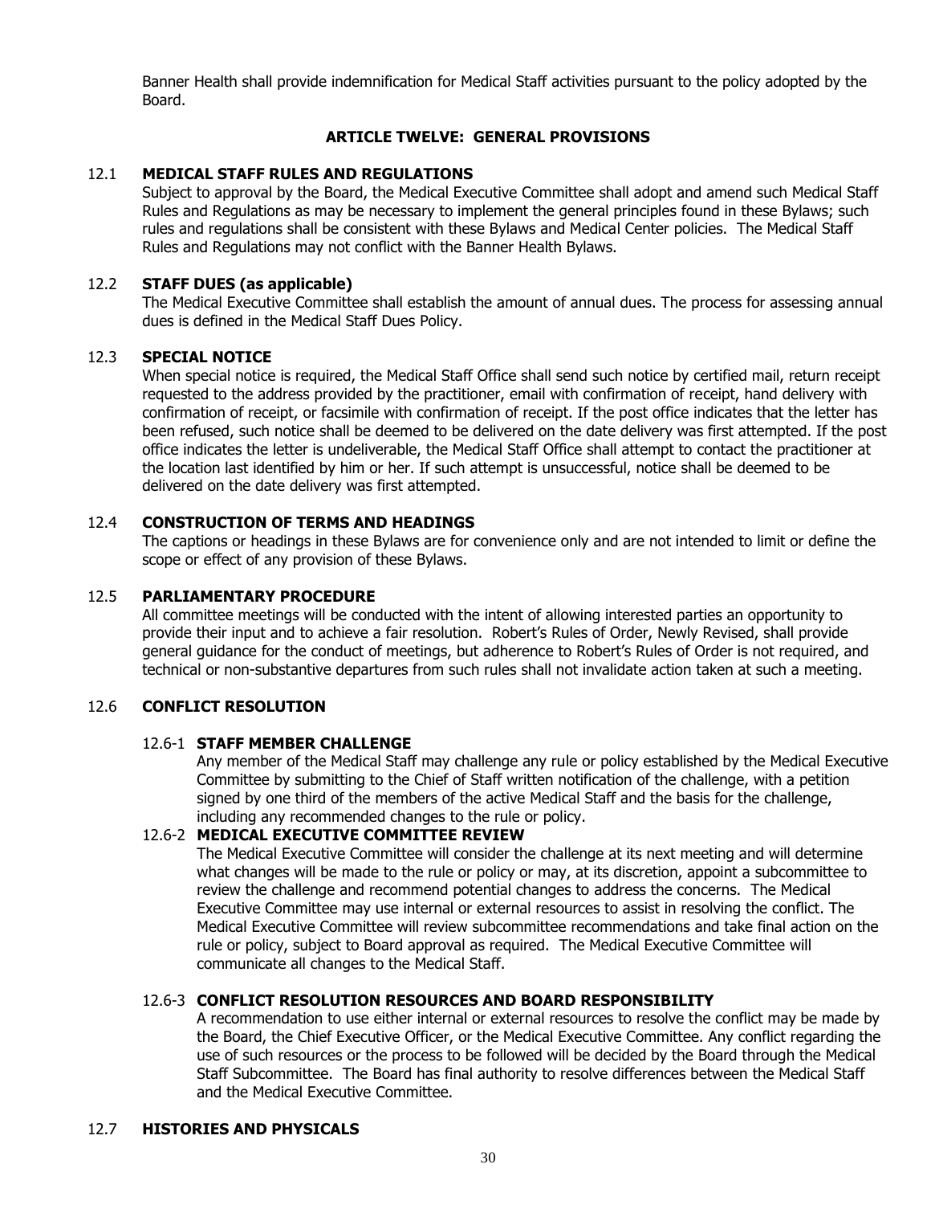Banner Health shall provide indemnification for Medical Staff activities pursuant to the policy adopted by the Board.

## ARTICLE TWELVE: GENERAL PROVISIONS

### 12.1 MEDICAL STAFF RULES AND REGULATIONS

Subject to approval by the Board, the Medical Executive Committee shall adopt and amend such Medical Staff Rules and Regulations as may be necessary to implement the general principles found in these Bylaws; such rules and regulations shall be consistent with these Bylaws and Medical Center policies. The Medical Staff Rules and Regulations may not conflict with the Banner Health Bylaws.

### 12.2 STAFF DUES (as applicable)

The Medical Executive Committee shall establish the amount of annual dues. The process for assessing annual dues is defined in the Medical Staff Dues Policy.

### 12.3 SPECIAL NOTICE

When special notice is required, the Medical Staff Office shall send such notice by certified mail, return receipt requested to the address provided by the practitioner, email with confirmation of receipt, hand delivery with confirmation of receipt, or facsimile with confirmation of receipt. If the post office indicates that the letter has been refused, such notice shall be deemed to be delivered on the date delivery was first attempted. If the post office indicates the letter is undeliverable, the Medical Staff Office shall attempt to contact the practitioner at the location last identified by him or her. If such attempt is unsuccessful, notice shall be deemed to be delivered on the date delivery was first attempted.

### 12.4 CONSTRUCTION OF TERMS AND HEADINGS

The captions or headings in these Bylaws are for convenience only and are not intended to limit or define the scope or effect of any provision of these Bylaws.

### 12.5 PARLIAMENTARY PROCEDURE

All committee meetings will be conducted with the intent of allowing interested parties an opportunity to provide their input and to achieve a fair resolution. Robert's Rules of Order, Newly Revised, shall provide general guidance for the conduct of meetings, but adherence to Robert's Rules of Order is not required, and technical or non-substantive departures from such rules shall not invalidate action taken at such a meeting.

### 12.6 CONFLICT RESOLUTION

#### 12.6-1 STAFF MEMBER CHALLENGE

Any member of the Medical Staff may challenge any rule or policy established by the Medical Executive Committee by submitting to the Chief of Staff written notification of the challenge, with a petition signed by one third of the members of the active Medical Staff and the basis for the challenge, including any recommended changes to the rule or policy.

#### 12.6-2 MEDICAL EXECUTIVE COMMITTEE REVIEW

The Medical Executive Committee will consider the challenge at its next meeting and will determine what changes will be made to the rule or policy or may, at its discretion, appoint a subcommittee to review the challenge and recommend potential changes to address the concerns. The Medical Executive Committee may use internal or external resources to assist in resolving the conflict. The Medical Executive Committee will review subcommittee recommendations and take final action on the rule or policy, subject to Board approval as required. The Medical Executive Committee will communicate all changes to the Medical Staff.

#### 12.6-3 CONFLICT RESOLUTION RESOURCES AND BOARD RESPONSIBILITY

A recommendation to use either internal or external resources to resolve the conflict may be made by the Board, the Chief Executive Officer, or the Medical Executive Committee. Any conflict regarding the use of such resources or the process to be followed will be decided by the Board through the Medical Staff Subcommittee. The Board has final authority to resolve differences between the Medical Staff and the Medical Executive Committee.

### 12.7 HISTORIES AND PHYSICALS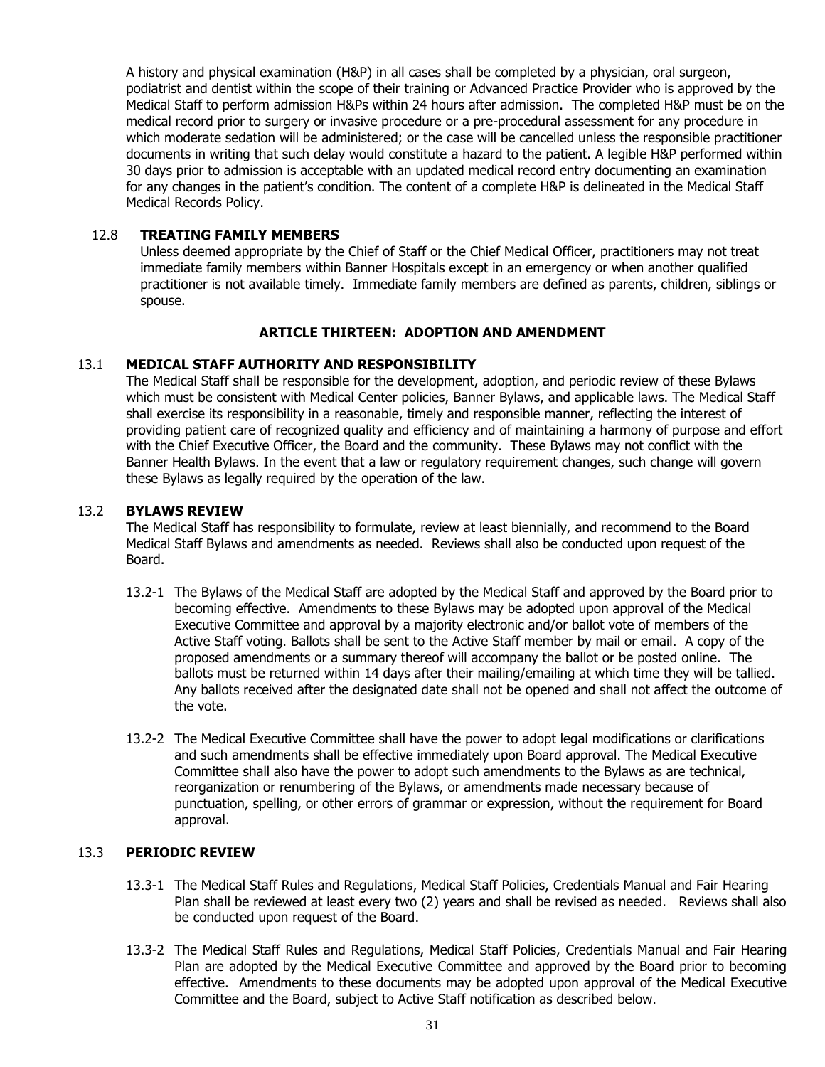A history and physical examination (H&P) in all cases shall be completed by a physician, oral surgeon, podiatrist and dentist within the scope of their training or Advanced Practice Provider who is approved by the Medical Staff to perform admission H&Ps within 24 hours after admission. The completed H&P must be on the medical record prior to surgery or invasive procedure or a pre-procedural assessment for any procedure in which moderate sedation will be administered; or the case will be cancelled unless the responsible practitioner documents in writing that such delay would constitute a hazard to the patient. A legible H&P performed within 30 days prior to admission is acceptable with an updated medical record entry documenting an examination for any changes in the patient's condition. The content of a complete H&P is delineated in the Medical Staff Medical Records Policy.

### 12.8 TREATING FAMILY MEMBERS

Unless deemed appropriate by the Chief of Staff or the Chief Medical Officer, practitioners may not treat immediate family members within Banner Hospitals except in an emergency or when another qualified practitioner is not available timely. Immediate family members are defined as parents, children, siblings or spouse.

## ARTICLE THIRTEEN: ADOPTION AND AMENDMENT

### 13.1 MEDICAL STAFF AUTHORITY AND RESPONSIBILITY

The Medical Staff shall be responsible for the development, adoption, and periodic review of these Bylaws which must be consistent with Medical Center policies, Banner Bylaws, and applicable laws. The Medical Staff shall exercise its responsibility in a reasonable, timely and responsible manner, reflecting the interest of providing patient care of recognized quality and efficiency and of maintaining a harmony of purpose and effort with the Chief Executive Officer, the Board and the community. These Bylaws may not conflict with the Banner Health Bylaws. In the event that a law or regulatory requirement changes, such change will govern these Bylaws as legally required by the operation of the law.

### 13.2 BYLAWS REVIEW

The Medical Staff has responsibility to formulate, review at least biennially, and recommend to the Board Medical Staff Bylaws and amendments as needed. Reviews shall also be conducted upon request of the Board.

13.2-1 The Bylaws of the Medical Staff are adopted by the Medical Staff and approved by the Board prior to becoming effective. Amendments to these Bylaws may be adopted upon approval of the Medical Executive Committee and approval by a majority electronic and/or ballot vote of members of the Active Staff voting. Ballots shall be sent to the Active Staff member by mail or email. A copy of the proposed amendments or a summary thereof will accompany the ballot or be posted online. The ballots must be returned within 14 days after their mailing/emailing at which time they will be tallied. Any ballots received after the designated date shall not be opened and shall not affect the outcome of the vote.

13.2-2 The Medical Executive Committee shall have the power to adopt legal modifications or clarifications and such amendments shall be effective immediately upon Board approval. The Medical Executive Committee shall also have the power to adopt such amendments to the Bylaws as are technical, reorganization or renumbering of the Bylaws, or amendments made necessary because of punctuation, spelling, or other errors of grammar or expression, without the requirement for Board approval.

### 13.3 PERIODIC REVIEW

13.3-1 The Medical Staff Rules and Regulations, Medical Staff Policies, Credentials Manual and Fair Hearing Plan shall be reviewed at least every two (2) years and shall be revised as needed. Reviews shall also be conducted upon request of the Board.

13.3-2 The Medical Staff Rules and Regulations, Medical Staff Policies, Credentials Manual and Fair Hearing Plan are adopted by the Medical Executive Committee and approved by the Board prior to becoming effective. Amendments to these documents may be adopted upon approval of the Medical Executive Committee and the Board, subject to Active Staff notification as described below.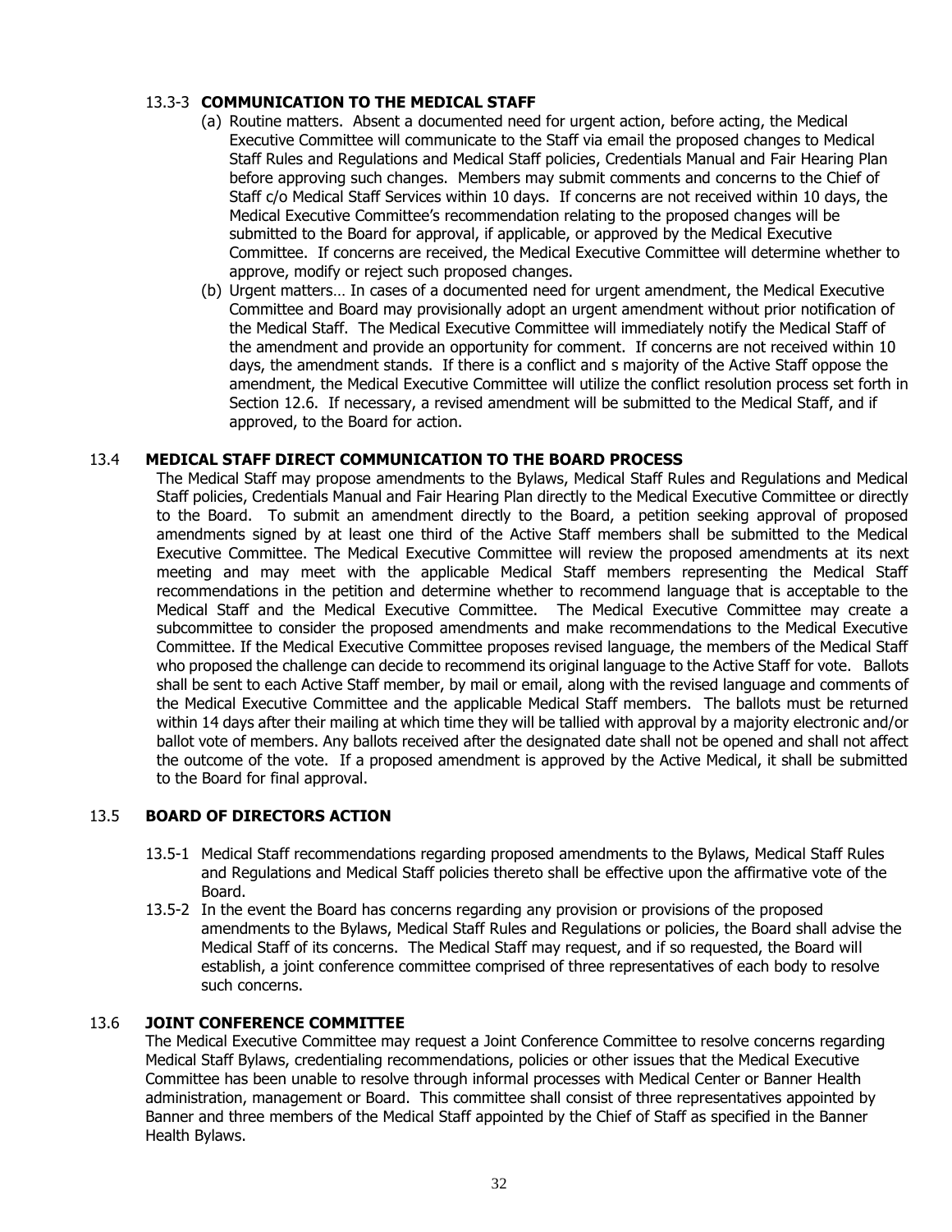#### 13.3-3 **COMMUNICATION TO THE MEDICAL STAFF**

(a) Routine matters. Absent a documented need for urgent action, before acting, the Medical Executive Committee will communicate to the Staff via email the proposed changes to Medical Staff Rules and Regulations and Medical Staff policies, Credentials Manual and Fair Hearing Plan before approving such changes. Members may submit comments and concerns to the Chief of Staff c/o Medical Staff Services within 10 days. If concerns are not received within 10 days, the Medical Executive Committee's recommendation relating to the proposed changes will be submitted to the Board for approval, if applicable, or approved by the Medical Executive Committee. If concerns are received, the Medical Executive Committee will determine whether to approve, modify or reject such proposed changes.

(b) Urgent matters… In cases of a documented need for urgent amendment, the Medical Executive Committee and Board may provisionally adopt an urgent amendment without prior notification of the Medical Staff. The Medical Executive Committee will immediately notify the Medical Staff of the amendment and provide an opportunity for comment. If concerns are not received within 10 days, the amendment stands. If there is a conflict and s majority of the Active Staff oppose the amendment, the Medical Executive Committee will utilize the conflict resolution process set forth in Section 12.6. If necessary, a revised amendment will be submitted to the Medical Staff, and if approved, to the Board for action.

### 13.4 **MEDICAL STAFF DIRECT COMMUNICATION TO THE BOARD PROCESS**

The Medical Staff may propose amendments to the Bylaws, Medical Staff Rules and Regulations and Medical Staff policies, Credentials Manual and Fair Hearing Plan directly to the Medical Executive Committee or directly to the Board. To submit an amendment directly to the Board, a petition seeking approval of proposed amendments signed by at least one third of the Active Staff members shall be submitted to the Medical Executive Committee. The Medical Executive Committee will review the proposed amendments at its next meeting and may meet with the applicable Medical Staff members representing the Medical Staff recommendations in the petition and determine whether to recommend language that is acceptable to the Medical Staff and the Medical Executive Committee. The Medical Executive Committee may create a subcommittee to consider the proposed amendments and make recommendations to the Medical Executive Committee. If the Medical Executive Committee proposes revised language, the members of the Medical Staff who proposed the challenge can decide to recommend its original language to the Active Staff for vote. Ballots shall be sent to each Active Staff member, by mail or email, along with the revised language and comments of the Medical Executive Committee and the applicable Medical Staff members. The ballots must be returned within 14 days after their mailing at which time they will be tallied with approval by a majority electronic and/or ballot vote of members. Any ballots received after the designated date shall not be opened and shall not affect the outcome of the vote. If a proposed amendment is approved by the Active Medical, it shall be submitted to the Board for final approval.

### 13.5 **BOARD OF DIRECTORS ACTION**

13.5-1 Medical Staff recommendations regarding proposed amendments to the Bylaws, Medical Staff Rules and Regulations and Medical Staff policies thereto shall be effective upon the affirmative vote of the Board.

13.5-2 In the event the Board has concerns regarding any provision or provisions of the proposed amendments to the Bylaws, Medical Staff Rules and Regulations or policies, the Board shall advise the Medical Staff of its concerns. The Medical Staff may request, and if so requested, the Board will establish, a joint conference committee comprised of three representatives of each body to resolve such concerns.

### 13.6 **JOINT CONFERENCE COMMITTEE**

The Medical Executive Committee may request a Joint Conference Committee to resolve concerns regarding Medical Staff Bylaws, credentialing recommendations, policies or other issues that the Medical Executive Committee has been unable to resolve through informal processes with Medical Center or Banner Health administration, management or Board. This committee shall consist of three representatives appointed by Banner and three members of the Medical Staff appointed by the Chief of Staff as specified in the Banner Health Bylaws.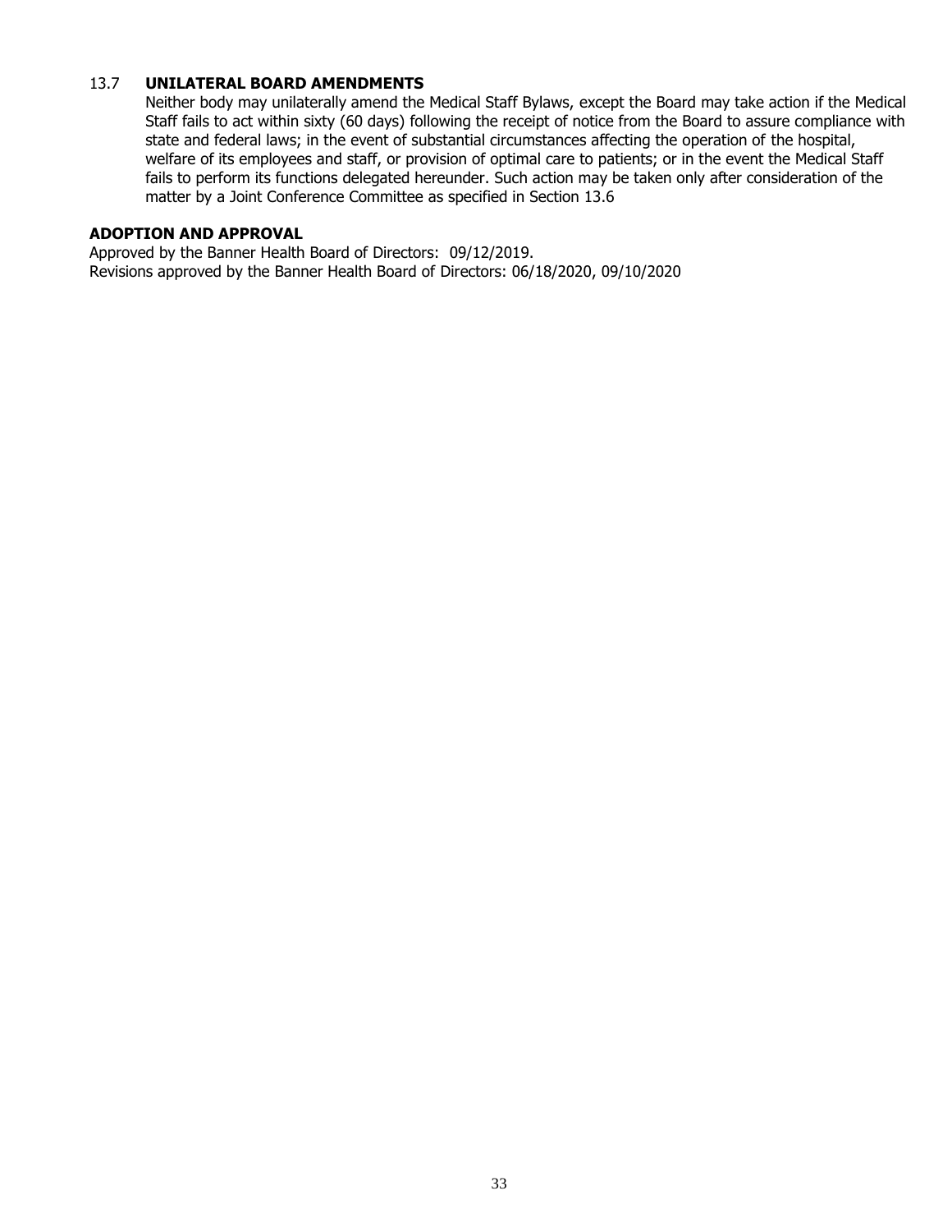### 13.7 UNILATERAL BOARD AMENDMENTS

Neither body may unilaterally amend the Medical Staff Bylaws, except the Board may take action if the Medical Staff fails to act within sixty (60 days) following the receipt of notice from the Board to assure compliance with state and federal laws; in the event of substantial circumstances affecting the operation of the hospital, welfare of its employees and staff, or provision of optimal care to patients; or in the event the Medical Staff fails to perform its functions delegated hereunder. Such action may be taken only after consideration of the matter by a Joint Conference Committee as specified in Section 13.6

## ADOPTION AND APPROVAL

Approved by the Banner Health Board of Directors: 09/12/2019.
Revisions approved by the Banner Health Board of Directors: 06/18/2020, 09/10/2020